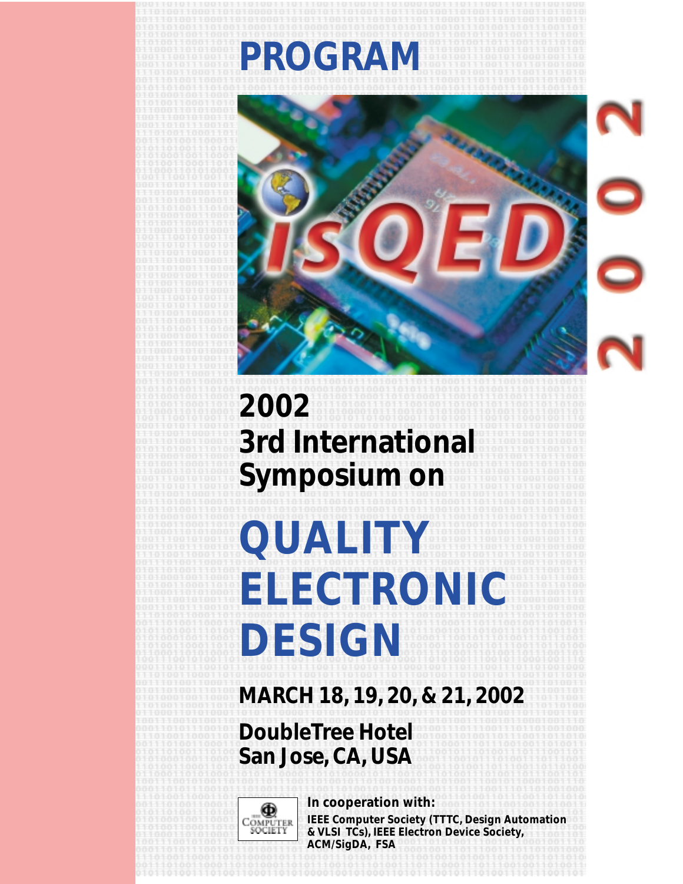# PROGRAM

isQED

2002

## 2002
## 3rd International
## Symposium on

# QUALITY ELECTRONIC DESIGN

**MARCH 18, 19, 20, & 21, 2002**

**DoubleTree Hotel**
**San Jose, CA, USA**

**In cooperation with:**
**IEEE Computer Society (TTTC, Design Automation & VLSI TCs), IEEE Electron Device Society, ACM/SigDA, FSA**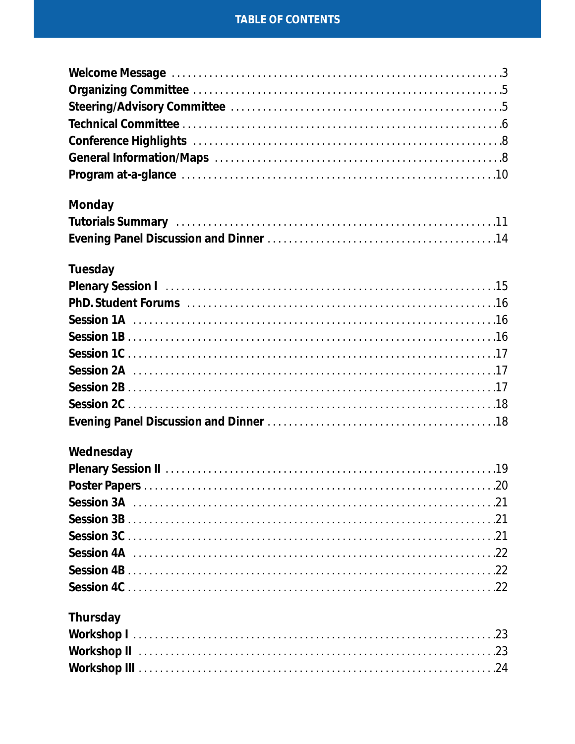# TABLE OF CONTENTS

Welcome Message . . . . . . . . . . . . . . . . . . . . . . . . . . . . . . . . . . . . . . . . . . . . . . . . . . . . . . . .3
Organizing Committee . . . . . . . . . . . . . . . . . . . . . . . . . . . . . . . . . . . . . . . . . . . . . . . . . . . . .5
Steering/Advisory Committee . . . . . . . . . . . . . . . . . . . . . . . . . . . . . . . . . . . . . . . . . . . . . . .5
Technical Committee . . . . . . . . . . . . . . . . . . . . . . . . . . . . . . . . . . . . . . . . . . . . . . . . . . . . . .6
Conference Highlights . . . . . . . . . . . . . . . . . . . . . . . . . . . . . . . . . . . . . . . . . . . . . . . . . . . .8
General Information/Maps . . . . . . . . . . . . . . . . . . . . . . . . . . . . . . . . . . . . . . . . . . . . . . . . .8
Program at-a-glance . . . . . . . . . . . . . . . . . . . . . . . . . . . . . . . . . . . . . . . . . . . . . . . . . . . . .10

**Monday**

Tutorials Summary . . . . . . . . . . . . . . . . . . . . . . . . . . . . . . . . . . . . . . . . . . . . . . . . . . . . . .11
Evening Panel Discussion and Dinner . . . . . . . . . . . . . . . . . . . . . . . . . . . . . . . . . . . . . . .14

**Tuesday**

Plenary Session I . . . . . . . . . . . . . . . . . . . . . . . . . . . . . . . . . . . . . . . . . . . . . . . . . . . . . . .15
PhD. Student Forums . . . . . . . . . . . . . . . . . . . . . . . . . . . . . . . . . . . . . . . . . . . . . . . . . . . .16
Session 1A . . . . . . . . . . . . . . . . . . . . . . . . . . . . . . . . . . . . . . . . . . . . . . . . . . . . . . . . . . . .16
Session 1B . . . . . . . . . . . . . . . . . . . . . . . . . . . . . . . . . . . . . . . . . . . . . . . . . . . . . . . . . . . .16
Session 1C . . . . . . . . . . . . . . . . . . . . . . . . . . . . . . . . . . . . . . . . . . . . . . . . . . . . . . . . . . . .17
Session 2A . . . . . . . . . . . . . . . . . . . . . . . . . . . . . . . . . . . . . . . . . . . . . . . . . . . . . . . . . . . .17
Session 2B . . . . . . . . . . . . . . . . . . . . . . . . . . . . . . . . . . . . . . . . . . . . . . . . . . . . . . . . . . . .17
Session 2C . . . . . . . . . . . . . . . . . . . . . . . . . . . . . . . . . . . . . . . . . . . . . . . . . . . . . . . . . . . .18
Evening Panel Discussion and Dinner . . . . . . . . . . . . . . . . . . . . . . . . . . . . . . . . . . . . . . .18

**Wednesday**

Plenary Session II . . . . . . . . . . . . . . . . . . . . . . . . . . . . . . . . . . . . . . . . . . . . . . . . . . . . . .19
Poster Papers . . . . . . . . . . . . . . . . . . . . . . . . . . . . . . . . . . . . . . . . . . . . . . . . . . . . . . . . . .20
Session 3A . . . . . . . . . . . . . . . . . . . . . . . . . . . . . . . . . . . . . . . . . . . . . . . . . . . . . . . . . . . .21
Session 3B . . . . . . . . . . . . . . . . . . . . . . . . . . . . . . . . . . . . . . . . . . . . . . . . . . . . . . . . . . . .21
Session 3C . . . . . . . . . . . . . . . . . . . . . . . . . . . . . . . . . . . . . . . . . . . . . . . . . . . . . . . . . . . .21
Session 4A . . . . . . . . . . . . . . . . . . . . . . . . . . . . . . . . . . . . . . . . . . . . . . . . . . . . . . . . . . . .22
Session 4B . . . . . . . . . . . . . . . . . . . . . . . . . . . . . . . . . . . . . . . . . . . . . . . . . . . . . . . . . . . .22
Session 4C . . . . . . . . . . . . . . . . . . . . . . . . . . . . . . . . . . . . . . . . . . . . . . . . . . . . . . . . . . . .22

**Thursday**

Workshop I . . . . . . . . . . . . . . . . . . . . . . . . . . . . . . . . . . . . . . . . . . . . . . . . . . . . . . . . . . . .23
Workshop II . . . . . . . . . . . . . . . . . . . . . . . . . . . . . . . . . . . . . . . . . . . . . . . . . . . . . . . . . . .23
Workshop III . . . . . . . . . . . . . . . . . . . . . . . . . . . . . . . . . . . . . . . . . . . . . . . . . . . . . . . . . . .24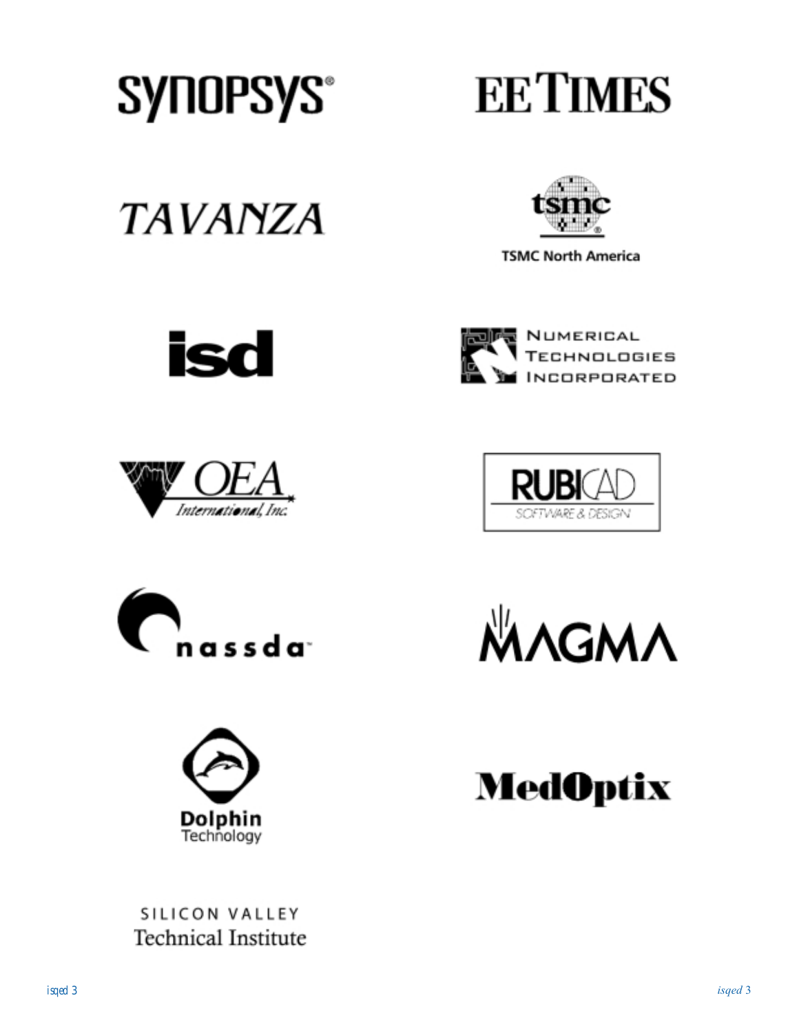SYNOPSYS®

EE TIMES

TAVANZA

tsmc

TSMC North America

isd

NUMERICAL TECHNOLOGIES INCORPORATED

OEA International, Inc.

RUBICAD

SOFTWARE & DESIGN

nassda™

MAGMA

Dolphin Technology

MedOptix

SILICON VALLEY

Technical Institute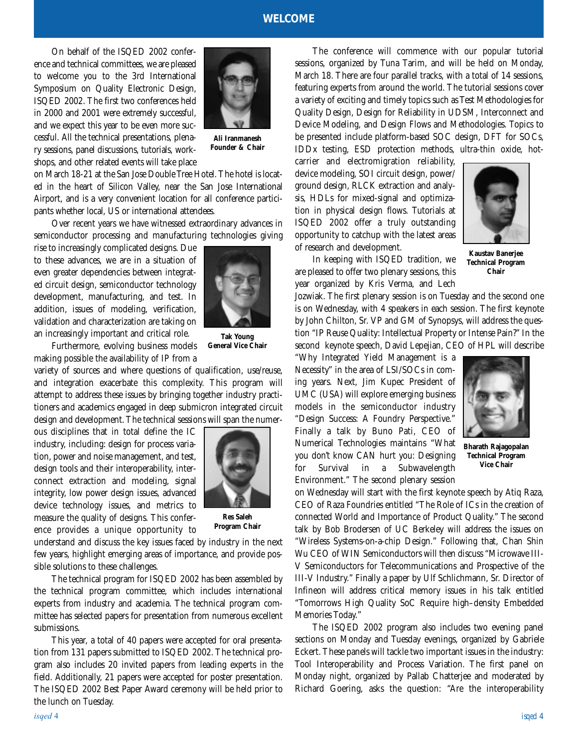# WELCOME

On behalf of the ISQED 2002 conference and technical committees, we are pleased to welcome you to the 3rd International Symposium on Quality Electronic Design, ISQED 2002. The first two conferences held in 2000 and 2001 were extremely successful, and we expect this year to be even more successful. All the technical presentations, plenary sessions, panel discussions, tutorials, workshops, and other related events will take place on March 18-21 at the San Jose DoubleTree Hotel. The hotel is located in the heart of Silicon Valley, near the San Jose International Airport, and is a very convenient location for all conference participants whether local, US or international attendees.

**Ali Iranmanesh**
**Founder & Chair**

Over recent years we have witnessed extraordinary advances in semiconductor processing and manufacturing technologies giving rise to increasingly complicated designs. Due to these advances, we are in a situation of even greater dependencies between integrated circuit design, semiconductor technology development, manufacturing, and test. In addition, issues of modeling, verification, validation and characterization are taking on an increasingly important and critical role.

**Tak Young**
**General Vice Chair**

Furthermore, evolving business models making possible the availability of IP from a variety of sources and where questions of qualification, use/reuse, and integration exacerbate this complexity. This program will attempt to address these issues by bringing together industry practitioners and academics engaged in deep submicron integrated circuit design and development. The technical sessions will span the numerous disciplines that in total define the IC industry, including: design for process variation, power and noise management, and test, design tools and their interoperability, interconnect extraction and modeling, signal integrity, low power design issues, advanced device technology issues, and metrics to measure the quality of designs. This conference provides a unique opportunity to understand and discuss the key issues faced by industry in the next few years, highlight emerging areas of importance, and provide possible solutions to these challenges.

**Res Saleh**
**Program Chair**

The technical program for ISQED 2002 has been assembled by the technical program committee, which includes international experts from industry and academia. The technical program committee has selected papers for presentation from numerous excellent submissions.

This year, a total of 40 papers were accepted for oral presentation from 131 papers submitted to ISQED 2002. The technical program also includes 20 invited papers from leading experts in the field. Additionally, 21 papers were accepted for poster presentation. The ISQED 2002 Best Paper Award ceremony will be held prior to the lunch on Tuesday.

The conference will commence with our popular tutorial sessions, organized by Tuna Tarim, and will be held on Monday, March 18. There are four parallel tracks, with a total of 14 sessions, featuring experts from around the world. The tutorial sessions cover a variety of exciting and timely topics such as Test Methodologies for Quality Design, Design for Reliability in UDSM, Interconnect and Device Modeling, and Design Flows and Methodologies. Topics to be presented include platform-based SOC design, DFT for SOCs, IDDx testing, ESD protection methods, ultra-thin oxide, hot-carrier and electromigration reliability, device modeling, SOI circuit design, power/ground design, RLCK extraction and analysis, HDLs for mixed-signal and optimization in physical design flows. Tutorials at ISQED 2002 offer a truly outstanding opportunity to catchup with the latest areas of research and development.

**Kaustav Banerjee**
**Technical Program Chair**

In keeping with ISQED tradition, we are pleased to offer two plenary sessions, this year organized by Kris Verma, and Lech Jozwiak. The first plenary session is on Tuesday and the second one is on Wednesday, with 4 speakers in each session. The first keynote by John Chilton, Sr. VP and GM of Synopsys, will address the question "IP Reuse Quality: Intellectual Property or Intense Pain?" In the second keynote speech, David Lepejian, CEO of HPL will describe "Why Integrated Yield Management is a Necessity" in the area of LSI/SOCs in coming years. Next, Jim Kupec President of UMC (USA) will explore emerging business models in the semiconductor industry "Design Success: A Foundry Perspective." Finally a talk by Buno Pati, CEO of Numerical Technologies maintains "What you don't know CAN hurt you: Designing for Survival in a Subwavelength Environment." The second plenary session on Wednesday will start with the first keynote speech by Atiq Raza, CEO of Raza Foundries entitled "The Role of ICs in the creation of connected World and Importance of Product Quality." The second talk by Bob Brodersen of UC Berkeley will address the issues on "Wireless Systems-on-a-chip Design." Following that, Chan Shin Wu CEO of WIN Semiconductors will then discuss "Microwave III-V Semiconductors for Telecommunications and Prospective of the III-V Industry." Finally a paper by Ulf Schlichmann, Sr. Director of Infineon will address critical memory issues in his talk entitled "Tomorrows High Quality SoC Require high–density Embedded Memories Today."

**Bharath Rajagopalan**
**Technical Program Vice Chair**

The ISQED 2002 program also includes two evening panel sections on Monday and Tuesday evenings, organized by Gabriele Eckert. These panels will tackle two important issues in the industry: Tool Interoperability and Process Variation. The first panel on Monday night, organized by Pallab Chatterjee and moderated by Richard Goering, asks the question: "Are the interoperability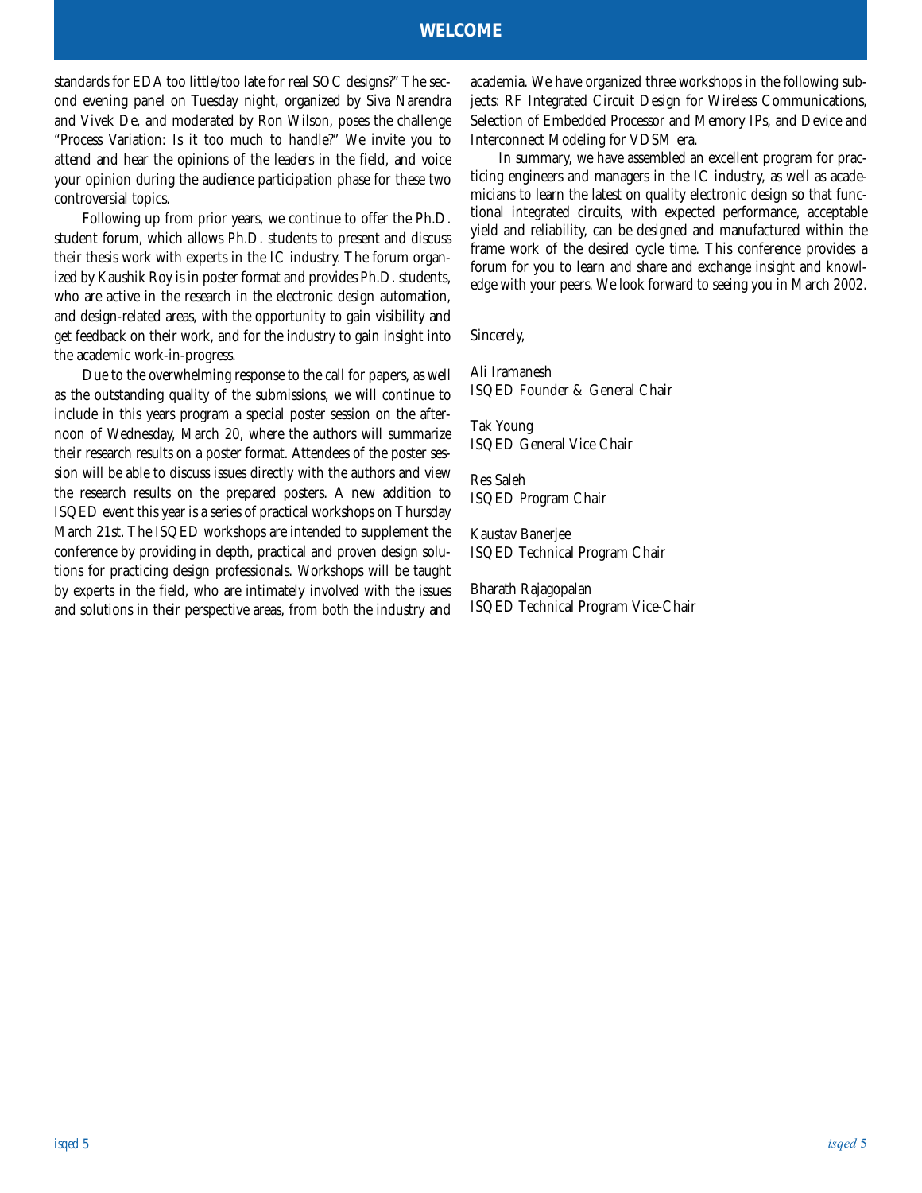standards for EDA too little/too late for real SOC designs?" The second evening panel on Tuesday night, organized by Siva Narendra and Vivek De, and moderated by Ron Wilson, poses the challenge "Process Variation: Is it too much to handle?" We invite you to attend and hear the opinions of the leaders in the field, and voice your opinion during the audience participation phase for these two controversial topics.

Following up from prior years, we continue to offer the Ph.D. student forum, which allows Ph.D. students to present and discuss their thesis work with experts in the IC industry. The forum organized by Kaushik Roy is in poster format and provides Ph.D. students, who are active in the research in the electronic design automation, and design-related areas, with the opportunity to gain visibility and get feedback on their work, and for the industry to gain insight into the academic work-in-progress.

Due to the overwhelming response to the call for papers, as well as the outstanding quality of the submissions, we will continue to include in this years program a special poster session on the afternoon of Wednesday, March 20, where the authors will summarize their research results on a poster format. Attendees of the poster session will be able to discuss issues directly with the authors and view the research results on the prepared posters. A new addition to ISQED event this year is a series of practical workshops on Thursday March 21st. The ISQED workshops are intended to supplement the conference by providing in depth, practical and proven design solutions for practicing design professionals. Workshops will be taught by experts in the field, who are intimately involved with the issues and solutions in their perspective areas, from both the industry and academia. We have organized three workshops in the following subjects: RF Integrated Circuit Design for Wireless Communications, Selection of Embedded Processor and Memory IPs, and Device and Interconnect Modeling for VDSM era.

In summary, we have assembled an excellent program for practicing engineers and managers in the IC industry, as well as academicians to learn the latest on quality electronic design so that functional integrated circuits, with expected performance, acceptable yield and reliability, can be designed and manufactured within the frame work of the desired cycle time. This conference provides a forum for you to learn and share and exchange insight and knowledge with your peers. We look forward to seeing you in March 2002.

Sincerely,

Ali Iramanesh  
ISQED Founder & General Chair

Tak Young  
ISQED General Vice Chair

Res Saleh  
ISQED Program Chair

Kaustav Banerjee  
ISQED Technical Program Chair

Bharath Rajagopalan  
ISQED Technical Program Vice-Chair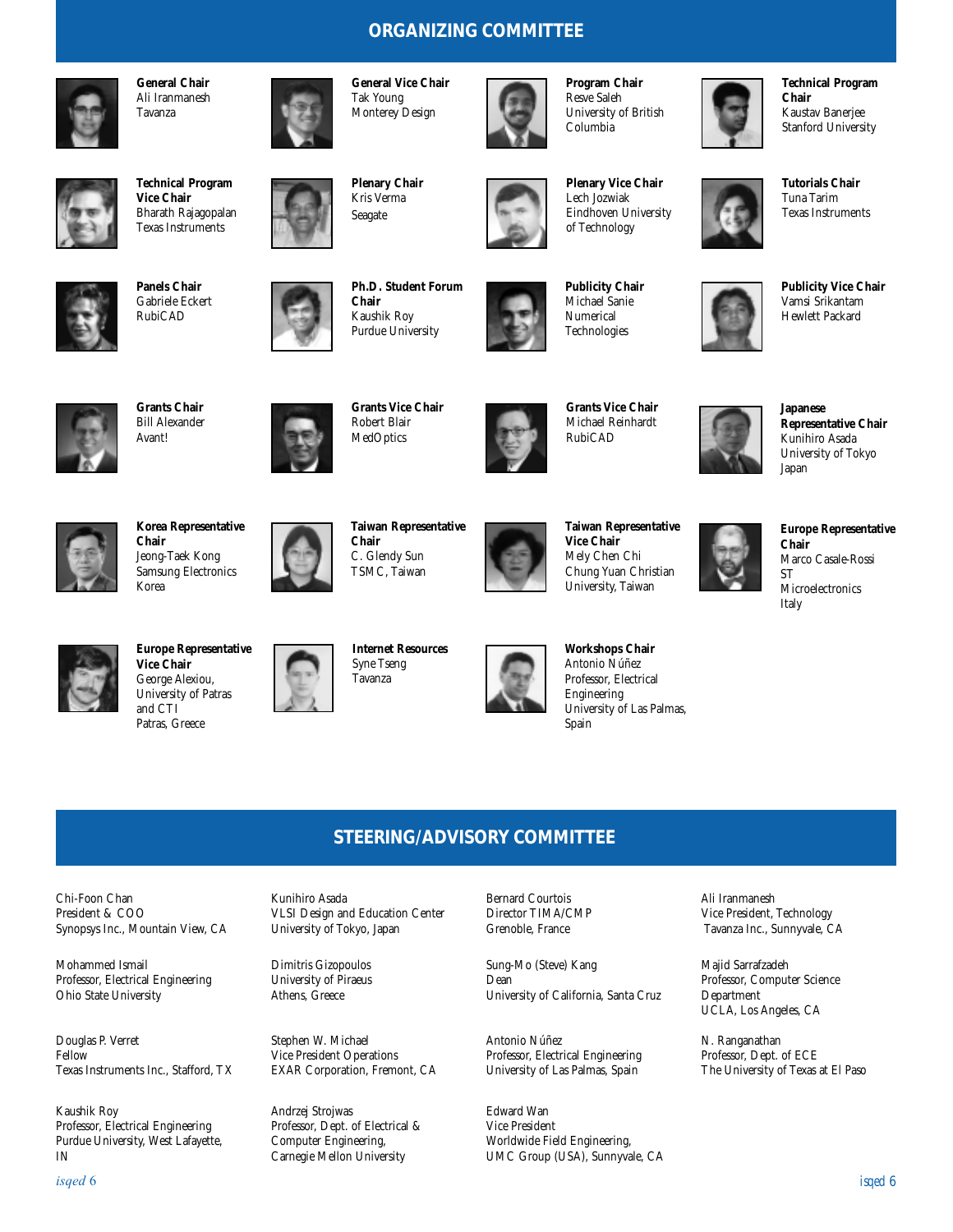## ORGANIZING COMMITTEE

**General Chair**
Ali Iranmanesh
Tavanza

**General Vice Chair**
Tak Young
Monterey Design

**Program Chair**
Resve Saleh
University of British Columbia

**Technical Program Chair**
Kaustav Banerjee
Stanford University

**Technical Program Vice Chair**
Bharath Rajagopalan
Texas Instruments

**Plenary Chair**
Kris Verma
Seagate

**Plenary Vice Chair**
Lech Jozwiak
Eindhoven University of Technology

**Tutorials Chair**
Tuna Tarim
Texas Instruments

**Panels Chair**
Gabriele Eckert
RubiCAD

**Ph.D. Student Forum Chair**
Kaushik Roy
Purdue University

**Publicity Chair**
Michael Sanie
Numerical Technologies

**Publicity Vice Chair**
Vamsi Srikantam
Hewlett Packard

**Grants Chair**
Bill Alexander
Avant!

**Grants Vice Chair**
Robert Blair
MedOptics

**Grants Vice Chair**
Michael Reinhardt
RubiCAD

**Japanese Representative Chair**
Kunihiro Asada
University of Tokyo
Japan

**Korea Representative Chair**
Jeong-Taek Kong
Samsung Electronics
Korea

**Taiwan Representative Chair**
C. Glendy Sun
TSMC, Taiwan

**Taiwan Representative Vice Chair**
Mely Chen Chi
Chung Yuan Christian University, Taiwan

**Europe Representative Chair**
Marco Casale-Rossi
ST Microelectronics
Italy

**Europe Representative Vice Chair**
George Alexiou,
University of Patras and CTI
Patras, Greece

**Internet Resources**
Syne Tseng
Tavanza

**Workshops Chair**
Antonio Núñez
Professor, Electrical Engineering
University of Las Palmas, Spain

## STEERING/ADVISORY COMMITTEE

Chi-Foon Chan
President & COO
Synopsys Inc., Mountain View, CA

Mohammed Ismail
Professor, Electrical Engineering
Ohio State University

Douglas P. Verret
Fellow
Texas Instruments Inc., Stafford, TX

Kaushik Roy
Professor, Electrical Engineering
Purdue University, West Lafayette, IN

Kunihiro Asada
VLSI Design and Education Center
University of Tokyo, Japan

Dimitris Gizopoulos
University of Piraeus
Athens, Greece

Stephen W. Michael
Vice President Operations
EXAR Corporation, Fremont, CA

Andrzej Strojwas
Professor, Dept. of Electrical & Computer Engineering,
Carnegie Mellon University

Bernard Courtois
Director TIMA/CMP
Grenoble, France

Sung-Mo (Steve) Kang
Dean
University of California, Santa Cruz

Antonio Núñez
Professor, Electrical Engineering
University of Las Palmas, Spain

Edward Wan
Vice President
Worldwide Field Engineering,
UMC Group (USA), Sunnyvale, CA

Ali Iranmanesh
Vice President, Technology
Tavanza Inc., Sunnyvale, CA

Majid Sarrafzadeh
Professor, Computer Science Department
UCLA, Los Angeles, CA

N. Ranganathan
Professor, Dept. of ECE
The University of Texas at El Paso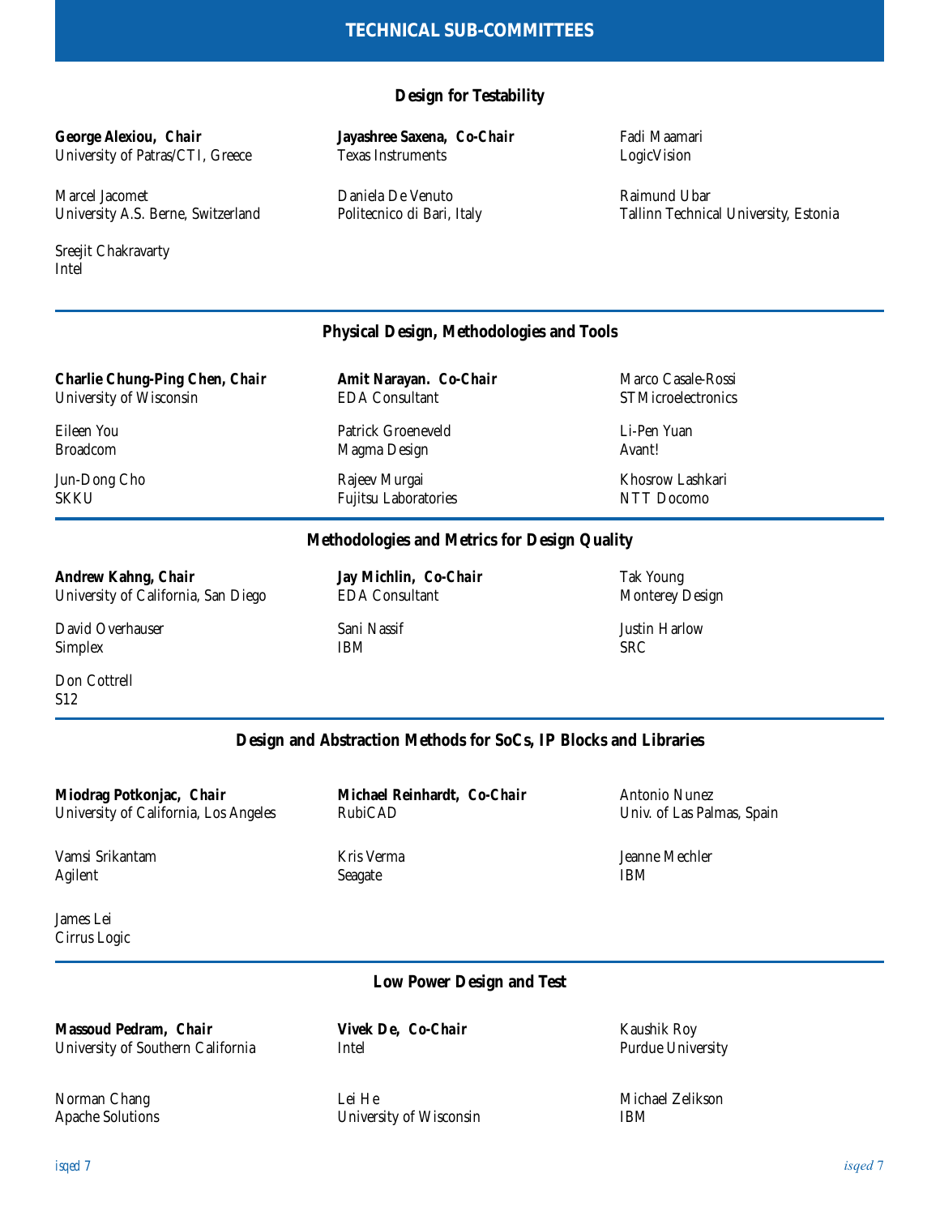# TECHNICAL SUB-COMMITTEES

## Design for Testability

**George Alexiou, *Chair***
University of Patras/CTI, Greece

**Jayashree Saxena, *Co-Chair***
Texas Instruments

Fadi Maamari
LogicVision

Marcel Jacomet
University A.S. Berne, Switzerland

Daniela De Venuto
Politecnico di Bari, Italy

Raimund Ubar
Tallinn Technical University, Estonia

Sreejit Chakravarty
Intel

## Physical Design, Methodologies and Tools

**Charlie Chung-Ping Chen, *Chair***
University of Wisconsin

**Amit Narayan. *Co-Chair***
EDA Consultant

Marco Casale-Rossi
STMicroelectronics

Eileen You
Broadcom

Patrick Groeneveld
Magma Design

Li-Pen Yuan
Avant!

Jun-Dong Cho
SKKU

Rajeev Murgai
Fujitsu Laboratories

Khosrow Lashkari
NTT Docomo

## Methodologies and Metrics for Design Quality

**Andrew Kahng, *Chair***
University of California, San Diego

**Jay Michlin, *Co-Chair***
EDA Consultant

Tak Young
Monterey Design

David Overhauser
Simplex

Sani Nassif
IBM

Justin Harlow
SRC

Don Cottrell
S12

## Design and Abstraction Methods for SoCs, IP Blocks and Libraries

**Miodrag Potkonjac, *Chair***
University of California, Los Angeles

**Michael Reinhardt, *Co-Chair***
RubiCAD

Antonio Nunez
Univ. of Las Palmas, Spain

Vamsi Srikantam
Agilent

Kris Verma
Seagate

Jeanne Mechler
IBM

James Lei
Cirrus Logic

## Low Power Design and Test

**Massoud Pedram, *Chair***
University of Southern California

**Vivek De, *Co-Chair***
Intel

Kaushik Roy
Purdue University

Norman Chang
Apache Solutions

Lei He
University of Wisconsin

Michael Zelikson
IBM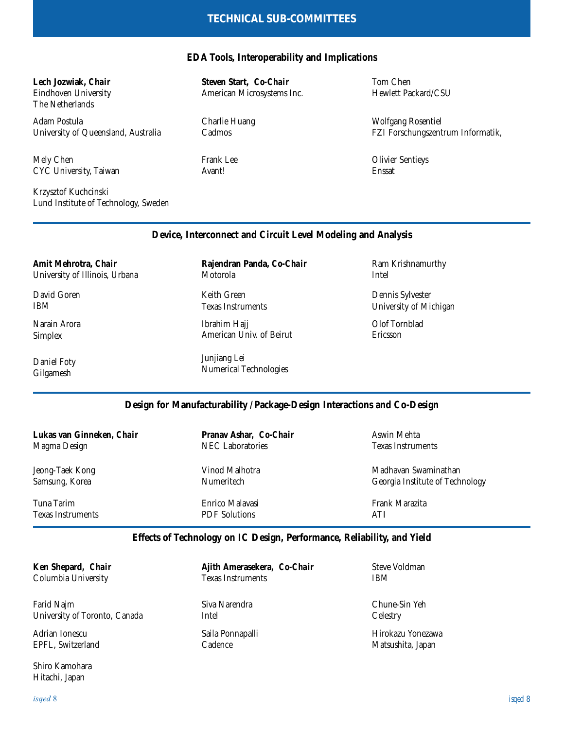# TECHNICAL SUB-COMMITTEES

## EDA Tools, Interoperability and Implications

**Lech Jozwiak, Chair**
Eindhoven University
The Netherlands

**Steven Start, Co-Chair**
American Microsystems Inc.

Tom Chen
Hewlett Packard/CSU

Adam Postula
University of Queensland, Australia

Charlie Huang
Cadmos

Wolfgang Rosentiel
FZI Forschungszentrum Informatik,

Mely Chen
CYC University, Taiwan

Frank Lee
Avant!

Olivier Sentieys
Enssat

Krzysztof Kuchcinski
Lund Institute of Technology, Sweden

## Device, Interconnect and Circuit Level Modeling and Analysis

**Amit Mehrotra, Chair**
University of Illinois, Urbana

**Rajendran Panda, Co-Chair**
Motorola

Ram Krishnamurthy
Intel

David Goren
IBM

Keith Green
Texas Instruments

Dennis Sylvester
University of Michigan

Narain Arora
Simplex

Ibrahim Hajj
American Univ. of Beirut

Olof Tornblad
Ericsson

Daniel Foty
Gilgamesh

Junjiang Lei
Numerical Technologies

## Design for Manufacturability /Package-Design Interactions and Co-Design

**Lukas van Ginneken, Chair**
Magma Design

**Pranav Ashar, Co-Chair**
NEC Laboratories

Aswin Mehta
Texas Instruments

Jeong-Taek Kong
Samsung, Korea

Vinod Malhotra
Numeritech

Madhavan Swaminathan
Georgia Institute of Technology

Tuna Tarim
Texas Instruments

Enrico Malavasi
PDF Solutions

Frank Marazita
ATI

## Effects of Technology on IC Design, Performance, Reliability, and Yield

**Ken Shepard, Chair**
Columbia University

**Ajith Amerasekera, Co-Chair**
Texas Instruments

Steve Voldman
IBM

Farid Najm
University of Toronto, Canada

Siva Narendra
Intel

Chune-Sin Yeh
Celestry

Adrian Ionescu
EPFL, Switzerland

Saila Ponnapalli
Cadence

Hirokazu Yonezawa
Matsushita, Japan

Shiro Kamohara
Hitachi, Japan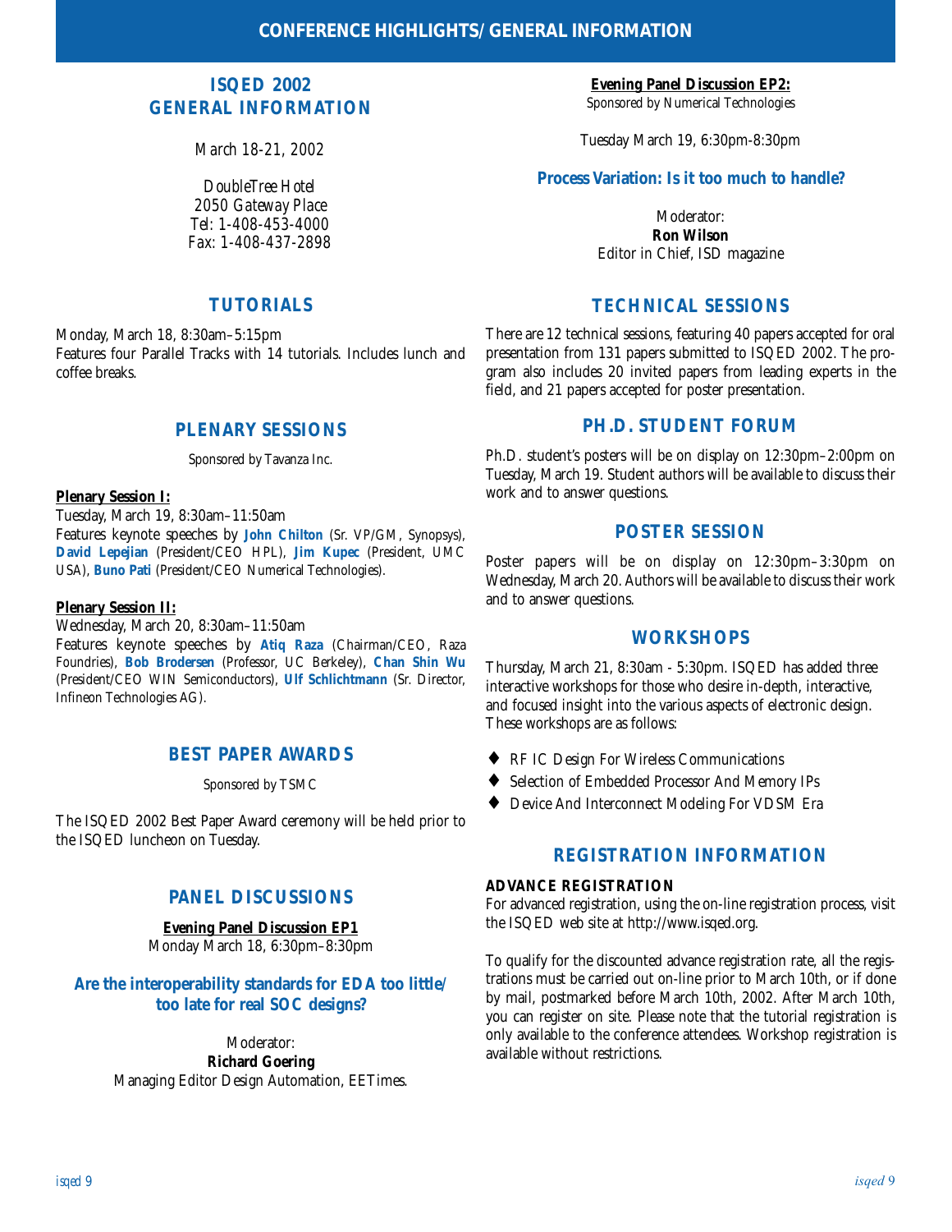# CONFERENCE HIGHLIGHTS/ GENERAL INFORMATION

## ISQED 2002 GENERAL INFORMATION

*March 18-21, 2002*

*DoubleTree Hotel*
*2050 Gateway Place*
*Tel: 1-408-453-4000*
*Fax: 1-408-437-2898*

## TUTORIALS

Monday, March 18, 8:30am–5:15pm
Features four Parallel Tracks with 14 tutorials. Includes lunch and coffee breaks.

## PLENARY SESSIONS

Sponsored by Tavanza Inc.

**Plenary Session I:**
Tuesday, March 19, 8:30am–11:50am
Features keynote speeches by **John Chilton** (Sr. VP/GM, Synopsys), **David Lepejian** (President/CEO HPL), **Jim Kupec** (President, UMC USA), **Buno Pati** (President/CEO Numerical Technologies).

**Plenary Session II:**
Wednesday, March 20, 8:30am–11:50am
Features keynote speeches by **Atiq Raza** (Chairman/CEO, Raza Foundries), **Bob Brodersen** (Professor, UC Berkeley), **Chan Shin Wu** (President/CEO WIN Semiconductors), **Ulf Schlichtmann** (Sr. Director, Infineon Technologies AG).

## BEST PAPER AWARDS

Sponsored by TSMC

The ISQED 2002 Best Paper Award ceremony will be held prior to the ISQED luncheon on Tuesday.

## PANEL DISCUSSIONS

**Evening Panel Discussion EP1**
Monday March 18, 6:30pm–8:30pm

### Are the interoperability standards for EDA too little/ too late for real SOC designs?

Moderator:
**Richard Goering**
Managing Editor Design Automation, EETimes.

**Evening Panel Discussion EP2:**
Sponsored by Numerical Technologies

Tuesday March 19, 6:30pm-8:30pm

### Process Variation: Is it too much to handle?

Moderator:
**Ron Wilson**
Editor in Chief, ISD magazine

## TECHNICAL SESSIONS

There are 12 technical sessions, featuring 40 papers accepted for oral presentation from 131 papers submitted to ISQED 2002. The program also includes 20 invited papers from leading experts in the field, and 21 papers accepted for poster presentation.

## PH.D. STUDENT FORUM

Ph.D. student's posters will be on display on 12:30pm–2:00pm on Tuesday, March 19. Student authors will be available to discuss their work and to answer questions.

## POSTER SESSION

Poster papers will be on display on 12:30pm–3:30pm on Wednesday, March 20. Authors will be available to discuss their work and to answer questions.

## WORKSHOPS

Thursday, March 21, 8:30am - 5:30pm. ISQED has added three interactive workshops for those who desire in-depth, interactive, and focused insight into the various aspects of electronic design. These workshops are as follows:

- RF IC Design For Wireless Communications
- Selection of Embedded Processor And Memory IPs
- Device And Interconnect Modeling For VDSM Era

## REGISTRATION INFORMATION

**ADVANCE REGISTRATION**
For advanced registration, using the on-line registration process, visit the ISQED web site at http://www.isqed.org.

To qualify for the discounted advance registration rate, all the registrations must be carried out on-line prior to March 10th, or if done by mail, postmarked before March 10th, 2002. After March 10th, you can register on site. Please note that the tutorial registration is only available to the conference attendees. Workshop registration is available without restrictions.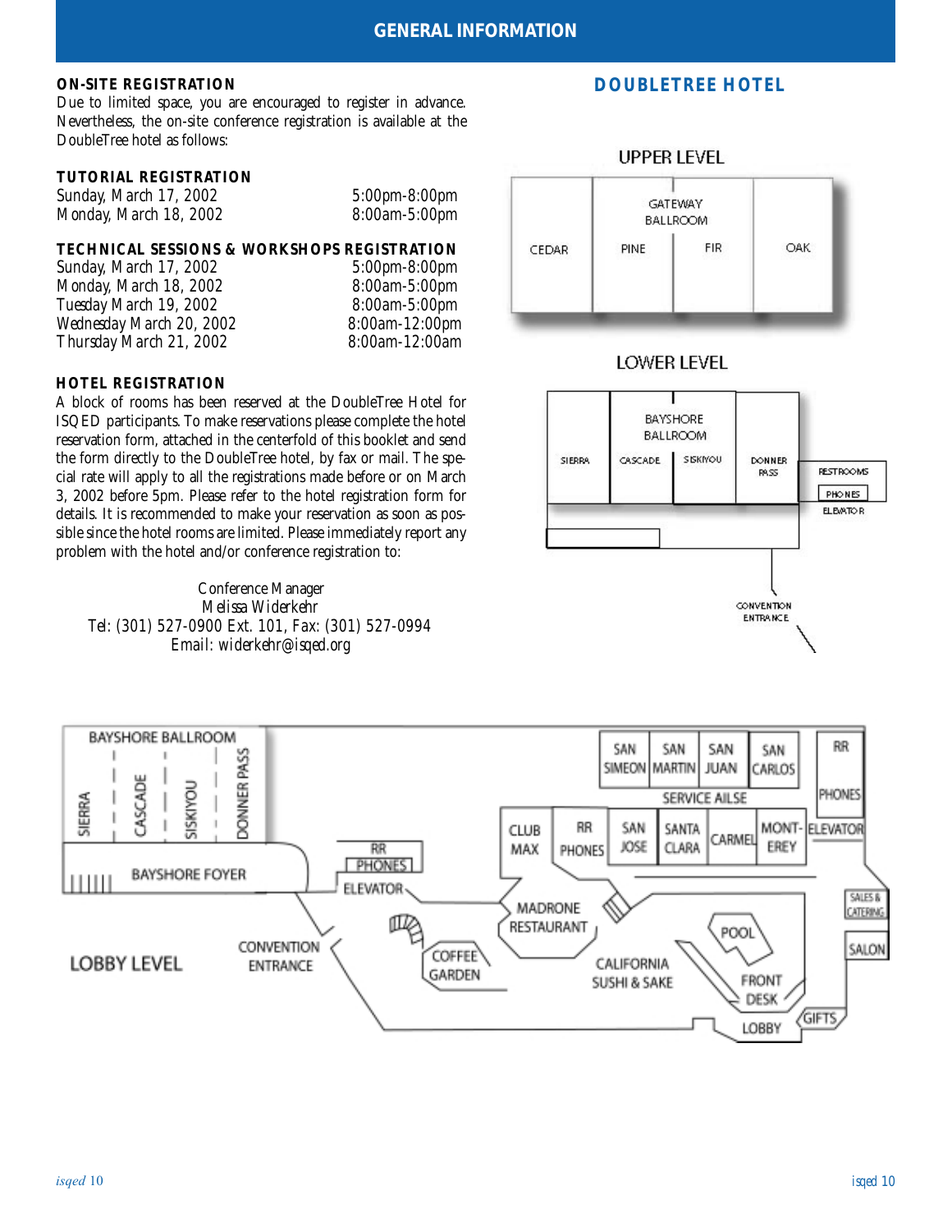# GENERAL INFORMATION

### ON-SITE REGISTRATION

Due to limited space, you are encouraged to register in advance. Nevertheless, the on-site conference registration is available at the DoubleTree hotel as follows:

### TUTORIAL REGISTRATION

| | |
|---|---|
| Sunday, March 17, 2002 | 5:00pm-8:00pm |
| Monday, March 18, 2002 | 8:00am-5:00pm |

### TECHNICAL SESSIONS & WORKSHOPS REGISTRATION

| | |
|---|---|
| Sunday, March 17, 2002 | 5:00pm-8:00pm |
| Monday, March 18, 2002 | 8:00am-5:00pm |
| Tuesday March 19, 2002 | 8:00am-5:00pm |
| Wednesday March 20, 2002 | 8:00am-12:00pm |
| Thursday March 21, 2002 | 8:00am-12:00am |

### HOTEL REGISTRATION

A block of rooms has been reserved at the DoubleTree Hotel for ISQED participants. To make reservations please complete the hotel reservation form, attached in the centerfold of this booklet and send the form directly to the DoubleTree hotel, by fax or mail. The special rate will apply to all the registrations made before or on March 3, 2002 before 5pm. Please refer to the hotel registration form for details. It is recommended to make your reservation as soon as possible since the hotel rooms are limited. Please immediately report any problem with the hotel and/or conference registration to:

Conference Manager
Melissa Widerkehr
Tel: (301) 527-0900 Ext. 101, Fax: (301) 527-0994
Email: widerkehr@isqed.org

## DOUBLETREE HOTEL

UPPER LEVEL

CEDAR | GATEWAY BALLROOM: PINE, FIR | OAK

LOWER LEVEL

SIERRA | BAYSHORE BALLROOM: CASCADE, SISKIYOU | DONNER PASS | RESTROOMS | PHONES | ELEVATOR | CONVENTION ENTRANCE

LOBBY LEVEL

BAYSHORE BALLROOM (SIERRA, CASCADE, SISKIYOU, DONNER PASS) | BAYSHORE FOYER | CONVENTION ENTRANCE | RR | PHONES | ELEVATOR | COFFEE GARDEN | CLUB MAX | RR | PHONES | MADRONE RESTAURANT | SAN SIMEON | SAN MARTIN | SAN JUAN | SAN CARLOS | SERVICE AILSE | SAN JOSE | SANTA CLARA | CARMEL | MONT-EREY | RR | PHONES | ELEVATOR | CALIFORNIA SUSHI & SAKE | POOL | FRONT DESK | SALES & CATERING | SALON | GIFTS | LOBBY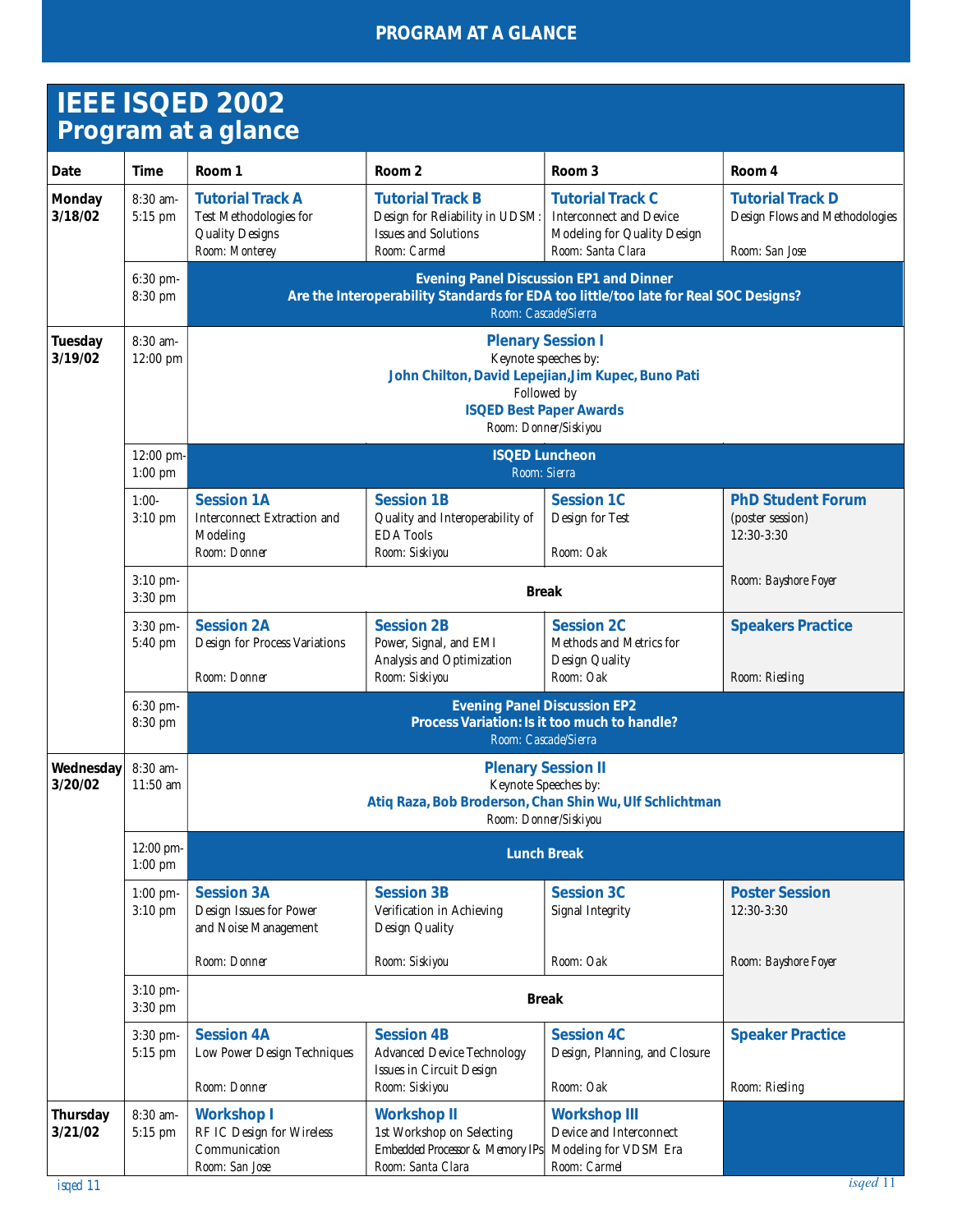# PROGRAM AT A GLANCE

## IEEE ISQED 2002 Program at a glance

| Date | Time | Room 1 | Room 2 | Room 3 | Room 4 |
|---|---|---|---|---|---|
| **Monday 3/18/02** | 8:30 am-5:15 pm | **Tutorial Track A** Test Methodologies for Quality Designs Room: Monterey | **Tutorial Track B** Design for Reliability in UDSM: Issues and Solutions Room: Carmel | **Tutorial Track C** Interconnect and Device Modeling for Quality Design Room: Santa Clara | **Tutorial Track D** Design Flows and Methodologies Room: San Jose |
| | 6:30 pm-8:30 pm | **Evening Panel Discussion EP1 and Dinner** **Are the Interoperability Standards for EDA too little/too late for Real SOC Designs?** *Room: Cascade/Sierra* | | | |
| **Tuesday 3/19/02** | 8:30 am-12:00 pm | **Plenary Session I** Keynote speeches by: **John Chilton, David Lepejian, Jim Kupec, Buno Pati** Followed by **ISQED Best Paper Awards** *Room: Donner/Siskiyou* | | | |
| | 12:00 pm-1:00 pm | **ISQED Luncheon** *Room: Sierra* | | | |
| | 1:00-3:10 pm | **Session 1A** Interconnect Extraction and Modeling Room: Donner | **Session 1B** Quality and Interoperability of EDA Tools Room: Siskiyou | **Session 1C** Design for Test Room: Oak | **PhD Student Forum** (poster session) 12:30-3:30 Room: Bayshore Foyer |
| | 3:10 pm-3:30 pm | **Break** | | | |
| | 3:30 pm-5:40 pm | **Session 2A** Design for Process Variations Room: Donner | **Session 2B** Power, Signal, and EMI Analysis and Optimization Room: Siskiyou | **Session 2C** Methods and Metrics for Design Quality Room: Oak | **Speakers Practice** Room: Riesling |
| | 6:30 pm-8:30 pm | **Evening Panel Discussion EP2** **Process Variation: Is it too much to handle?** *Room: Cascade/Sierra* | | | |
| **Wednesday 3/20/02** | 8:30 am-11:50 am | **Plenary Session II** Keynote Speeches by: **Atiq Raza, Bob Broderson, Chan Shin Wu, Ulf Schlichtman** *Room: Donner/Siskiyou* | | | |
| | 12:00 pm-1:00 pm | **Lunch Break** | | | |
| | 1:00 pm-3:10 pm | **Session 3A** Design Issues for Power and Noise Management Room: Donner | **Session 3B** Verification in Achieving Design Quality Room: Siskiyou | **Session 3C** Signal Integrity Room: Oak | **Poster Session** 12:30-3:30 Room: Bayshore Foyer |
| | 3:10 pm-3:30 pm | **Break** | | | |
| | 3:30 pm-5:15 pm | **Session 4A** Low Power Design Techniques Room: Donner | **Session 4B** Advanced Device Technology Issues in Circuit Design Room: Siskiyou | **Session 4C** Design, Planning, and Closure Room: Oak | **Speaker Practice** Room: Riesling |
| **Thursday 3/21/02** | 8:30 am-5:15 pm | **Workshop I** RF IC Design for Wireless Communication Room: San Jose | **Workshop II** 1st Workshop on Selecting Embedded Processor & Memory IPs Room: Santa Clara | **Workshop III** Device and Interconnect Modeling for VDSM Era Room: Carmel | |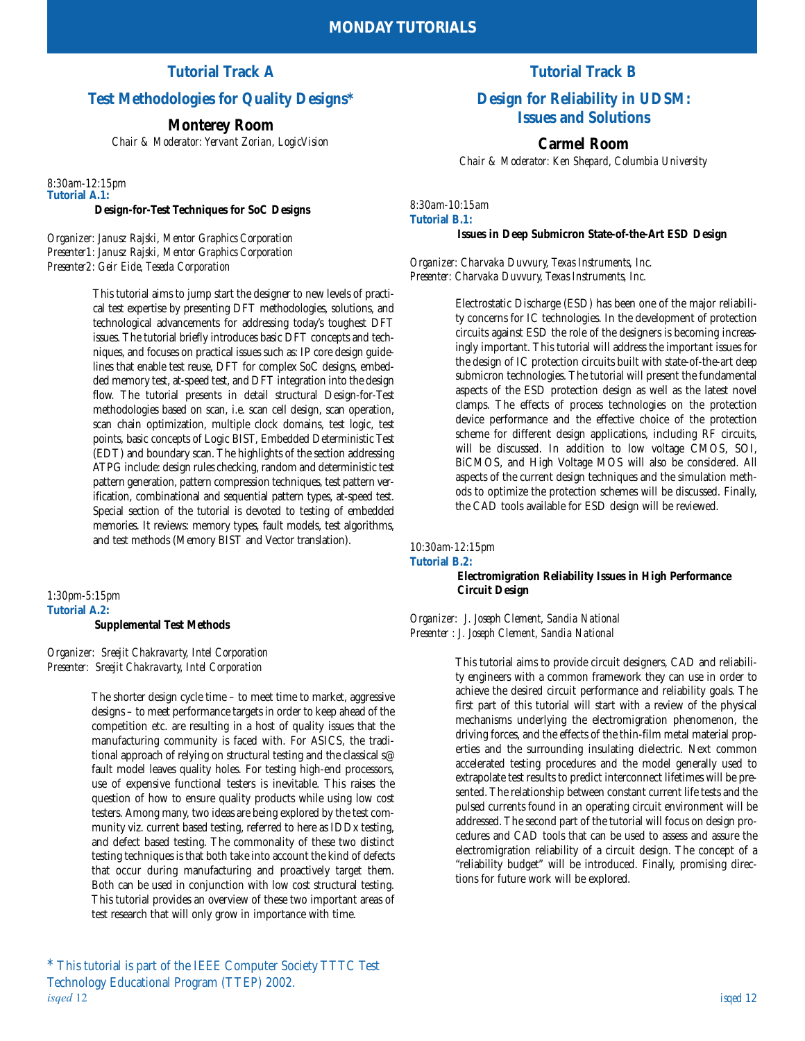# MONDAY TUTORIALS

## Tutorial Track A

## Test Methodologies for Quality Designs*

### Monterey Room

*Chair & Moderator: Yervant Zorian, LogicVision*

*8:30am-12:15pm*
**Tutorial A.1:**

**Design-for-Test Techniques for SoC Designs**

*Organizer: Janusz Rajski, Mentor Graphics Corporation*
*Presenter1: Janusz Rajski, Mentor Graphics Corporation*
*Presenter2: Geir Eide, Teseda Corporation*

This tutorial aims to jump start the designer to new levels of practical test expertise by presenting DFT methodologies, solutions, and technological advancements for addressing today's toughest DFT issues. The tutorial briefly introduces basic DFT concepts and techniques, and focuses on practical issues such as: IP core design guidelines that enable test reuse, DFT for complex SoC designs, embedded memory test, at-speed test, and DFT integration into the design flow. The tutorial presents in detail structural Design-for-Test methodologies based on scan, i.e. scan cell design, scan operation, scan chain optimization, multiple clock domains, test logic, test points, basic concepts of Logic BIST, Embedded Deterministic Test (EDT) and boundary scan. The highlights of the section addressing ATPG include: design rules checking, random and deterministic test pattern generation, pattern compression techniques, test pattern verification, combinational and sequential pattern types, at-speed test. Special section of the tutorial is devoted to testing of embedded memories. It reviews: memory types, fault models, test algorithms, and test methods (Memory BIST and Vector translation).

*1:30pm-5:15pm*
**Tutorial A.2:**

**Supplemental Test Methods**

*Organizer: Sreejit Chakravarty, Intel Corporation*
*Presenter: Sreejit Chakravarty, Intel Corporation*

The shorter design cycle time – to meet time to market, aggressive designs – to meet performance targets in order to keep ahead of the competition etc. are resulting in a host of quality issues that the manufacturing community is faced with. For ASICS, the traditional approach of relying on structural testing and the classical s@ fault model leaves quality holes. For testing high-end processors, use of expensive functional testers is inevitable. This raises the question of how to ensure quality products while using low cost testers. Among many, two ideas are being explored by the test community viz. current based testing, referred to here as IDDx testing, and defect based testing. The commonality of these two distinct testing techniques is that both take into account the kind of defects that occur during manufacturing and proactively target them. Both can be used in conjunction with low cost structural testing. This tutorial provides an overview of these two important areas of test research that will only grow in importance with time.

\* This tutorial is part of the IEEE Computer Society TTTC Test Technology Educational Program (TTEP) 2002.

## Tutorial Track B

## Design for Reliability in UDSM: Issues and Solutions

### Carmel Room

*Chair & Moderator: Ken Shepard, Columbia University*

*8:30am-10:15am*
**Tutorial B.1:**

**Issues in Deep Submicron State-of-the-Art ESD Design**

*Organizer: Charvaka Duvvury, Texas Instruments, Inc.*
*Presenter: Charvaka Duvvury, Texas Instruments, Inc.*

Electrostatic Discharge (ESD) has been one of the major reliability concerns for IC technologies. In the development of protection circuits against ESD the role of the designers is becoming increasingly important. This tutorial will address the important issues for the design of IC protection circuits built with state-of-the-art deep submicron technologies. The tutorial will present the fundamental aspects of the ESD protection design as well as the latest novel clamps. The effects of process technologies on the protection device performance and the effective choice of the protection scheme for different design applications, including RF circuits, will be discussed. In addition to low voltage CMOS, SOI, BiCMOS, and High Voltage MOS will also be considered. All aspects of the current design techniques and the simulation methods to optimize the protection schemes will be discussed. Finally, the CAD tools available for ESD design will be reviewed.

*10:30am-12:15pm*
**Tutorial B.2:**

**Electromigration Reliability Issues in High Performance Circuit Design**

*Organizer: J. Joseph Clement, Sandia National*
*Presenter : J. Joseph Clement, Sandia National*

This tutorial aims to provide circuit designers, CAD and reliability engineers with a common framework they can use in order to achieve the desired circuit performance and reliability goals. The first part of this tutorial will start with a review of the physical mechanisms underlying the electromigration phenomenon, the driving forces, and the effects of the thin-film metal material properties and the surrounding insulating dielectric. Next common accelerated testing procedures and the model generally used to extrapolate test results to predict interconnect lifetimes will be presented. The relationship between constant current life tests and the pulsed currents found in an operating circuit environment will be addressed. The second part of the tutorial will focus on design procedures and CAD tools that can be used to assess and assure the electromigration reliability of a circuit design. The concept of a "reliability budget" will be introduced. Finally, promising directions for future work will be explored.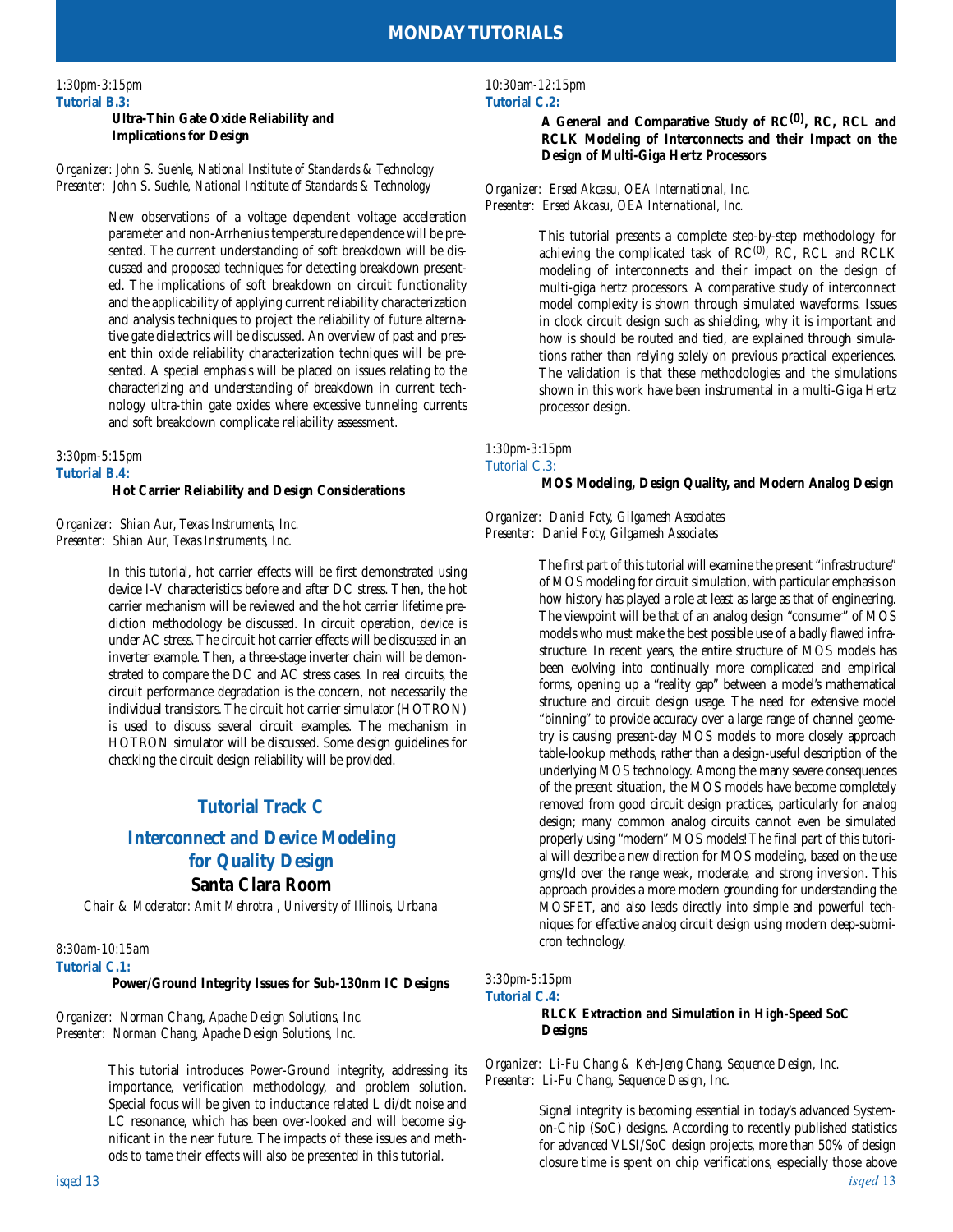1:30pm-3:15pm

**Tutorial B.3:**

**Ultra-Thin Gate Oxide Reliability and Implications for Design**

*Organizer: John S. Suehle, National Institute of Standards & Technology*
*Presenter: John S. Suehle, National Institute of Standards & Technology*

New observations of a voltage dependent voltage acceleration parameter and non-Arrhenius temperature dependence will be presented. The current understanding of soft breakdown will be discussed and proposed techniques for detecting breakdown presented. The implications of soft breakdown on circuit functionality and the applicability of applying current reliability characterization and analysis techniques to project the reliability of future alternative gate dielectrics will be discussed. An overview of past and present thin oxide reliability characterization techniques will be presented. A special emphasis will be placed on issues relating to the characterizing and understanding of breakdown in current technology ultra-thin gate oxides where excessive tunneling currents and soft breakdown complicate reliability assessment.

3:30pm-5:15pm

**Tutorial B.4:**

**Hot Carrier Reliability and Design Considerations**

*Organizer: Shian Aur, Texas Instruments, Inc.*
*Presenter: Shian Aur, Texas Instruments, Inc.*

In this tutorial, hot carrier effects will be first demonstrated using device I-V characteristics before and after DC stress. Then, the hot carrier mechanism will be reviewed and the hot carrier lifetime prediction methodology be discussed. In circuit operation, device is under AC stress. The circuit hot carrier effects will be discussed in an inverter example. Then, a three-stage inverter chain will be demonstrated to compare the DC and AC stress cases. In real circuits, the circuit performance degradation is the concern, not necessarily the individual transistors. The circuit hot carrier simulator (HOTRON) is used to discuss several circuit examples. The mechanism in HOTRON simulator will be discussed. Some design guidelines for checking the circuit design reliability will be provided.

## Tutorial Track C

## Interconnect and Device Modeling for Quality Design

### Santa Clara Room

*Chair & Moderator: Amit Mehrotra , University of Illinois, Urbana*

8:30am-10:15am

**Tutorial C.1:**

**Power/Ground Integrity Issues for Sub-130nm IC Designs**

*Organizer: Norman Chang, Apache Design Solutions, Inc.*
*Presenter: Norman Chang, Apache Design Solutions, Inc.*

This tutorial introduces Power-Ground integrity, addressing its importance, verification methodology, and problem solution. Special focus will be given to inductance related L di/dt noise and LC resonance, which has been over-looked and will become significant in the near future. The impacts of these issues and methods to tame their effects will also be presented in this tutorial.

10:30am-12:15pm

**Tutorial C.2:**

**A General and Comparative Study of RC$^{(0)}$, RC, RCL and RCLK Modeling of Interconnects and their Impact on the Design of Multi-Giga Hertz Processors**

*Organizer: Ersed Akcasu, OEA International, Inc.*
*Presenter: Ersed Akcasu, OEA International, Inc.*

This tutorial presents a complete step-by-step methodology for achieving the complicated task of RC$^{(0)}$, RC, RCL and RCLK modeling of interconnects and their impact on the design of multi-giga hertz processors. A comparative study of interconnect model complexity is shown through simulated waveforms. Issues in clock circuit design such as shielding, why it is important and how is should be routed and tied, are explained through simulations rather than relying solely on previous practical experiences. The validation is that these methodologies and the simulations shown in this work have been instrumental in a multi-Giga Hertz processor design.

1:30pm-3:15pm

Tutorial C.3:

**MOS Modeling, Design Quality, and Modern Analog Design**

*Organizer: Daniel Foty, Gilgamesh Associates*
*Presenter: Daniel Foty, Gilgamesh Associates*

The first part of this tutorial will examine the present "infrastructure" of MOS modeling for circuit simulation, with particular emphasis on how history has played a role at least as large as that of engineering. The viewpoint will be that of an analog design "consumer" of MOS models who must make the best possible use of a badly flawed infrastructure. In recent years, the entire structure of MOS models has been evolving into continually more complicated and empirical forms, opening up a "reality gap" between a model's mathematical structure and circuit design usage. The need for extensive model "binning" to provide accuracy over a large range of channel geometry is causing present-day MOS models to more closely approach table-lookup methods, rather than a design-useful description of the underlying MOS technology. Among the many severe consequences of the present situation, the MOS models have become completely removed from good circuit design practices, particularly for analog design; many common analog circuits cannot even be simulated properly using "modern" MOS models! The final part of this tutorial will describe a new direction for MOS modeling, based on the use gms/Id over the range weak, moderate, and strong inversion. This approach provides a more modern grounding for understanding the MOSFET, and also leads directly into simple and powerful techniques for effective analog circuit design using modern deep-submicron technology.

3:30pm-5:15pm

**Tutorial C.4:**

**RLCK Extraction and Simulation in High-Speed SoC Designs**

*Organizer: Li-Fu Chang & Keh-Jeng Chang, Sequence Design, Inc.*
*Presenter: Li-Fu Chang, Sequence Design, Inc.*

Signal integrity is becoming essential in today's advanced System-on-Chip (SoC) designs. According to recently published statistics for advanced VLSI/SoC design projects, more than 50% of design closure time is spent on chip verifications, especially those above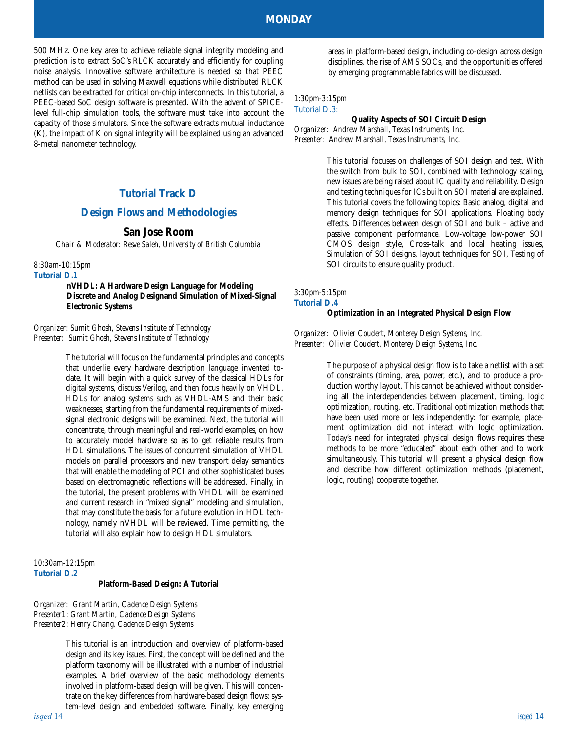500 MHz. One key area to achieve reliable signal integrity modeling and prediction is to extract SoC's RLCK accurately and efficiently for coupling noise analysis. Innovative software architecture is needed so that PEEC method can be used in solving Maxwell equations while distributed RLCK netlists can be extracted for critical on-chip interconnects. In this tutorial, a PEEC-based SoC design software is presented. With the advent of SPICE-level full-chip simulation tools, the software must take into account the capacity of those simulators. Since the software extracts mutual inductance (K), the impact of K on signal integrity will be explained using an advanced 8-metal nanometer technology.

## Tutorial Track D

## Design Flows and Methodologies

### San Jose Room

*Chair & Moderator: Resve Saleh, University of British Columbia*

*8:30am-10:15pm*

**Tutorial D.1**

**nVHDL: A Hardware Design Language for Modeling Discrete and Analog Designand Simulation of Mixed-Signal Electronic Systems**

*Organizer: Sumit Ghosh, Stevens Institute of Technology*
*Presenter: Sumit Ghosh, Stevens Institute of Technology*

The tutorial will focus on the fundamental principles and concepts that underlie every hardware description language invented to-date. It will begin with a quick survey of the classical HDLs for digital systems, discuss Verilog, and then focus heavily on VHDL. HDLs for analog systems such as VHDL-AMS and their basic weaknesses, starting from the fundamental requirements of mixed-signal electronic designs will be examined. Next, the tutorial will concentrate, through meaningful and real-world examples, on how to accurately model hardware so as to get reliable results from HDL simulations. The issues of concurrent simulation of VHDL models on parallel processors and new transport delay semantics that will enable the modeling of PCI and other sophisticated buses based on electromagnetic reflections will be addressed. Finally, in the tutorial, the present problems with VHDL will be examined and current research in "mixed signal" modeling and simulation, that may constitute the basis for a future evolution in HDL technology, namely nVHDL will be reviewed. Time permitting, the tutorial will also explain how to design HDL simulators.

*10:30am-12:15pm*

**Tutorial D.2**

**Platform-Based Design: A Tutorial**

*Organizer: Grant Martin, Cadence Design Systems*
*Presenter1: Grant Martin, Cadence Design Systems*
*Presenter2: Henry Chang, Cadence Design Systems*

This tutorial is an introduction and overview of platform-based design and its key issues. First, the concept will be defined and the platform taxonomy will be illustrated with a number of industrial examples. A brief overview of the basic methodology elements involved in platform-based design will be given. This will concentrate on the key differences from hardware-based design flows: system-level design and embedded software. Finally, key emerging areas in platform-based design, including co-design across design disciplines, the rise of AMS SOCs, and the opportunities offered by emerging programmable fabrics will be discussed.

*1:30pm-3:15pm*

Tutorial D.3:

**Quality Aspects of SOI Circuit Design**

*Organizer: Andrew Marshall, Texas Instruments, Inc.*
*Presenter: Andrew Marshall, Texas Instruments, Inc.*

This tutorial focuses on challenges of SOI design and test. With the switch from bulk to SOI, combined with technology scaling, new issues are being raised about IC quality and reliability. Design and testing techniques for ICs built on SOI material are explained. This tutorial covers the following topics: Basic analog, digital and memory design techniques for SOI applications. Floating body effects. Differences between design of SOI and bulk – active and passive component performance. Low-voltage low-power SOI CMOS design style, Cross-talk and local heating issues, Simulation of SOI designs, layout techniques for SOI, Testing of SOI circuits to ensure quality product.

*3:30pm-5:15pm*

**Tutorial D.4**

**Optimization in an Integrated Physical Design Flow**

*Organizer: Olivier Coudert, Monterey Design Systems, Inc.*
*Presenter: Olivier Coudert, Monterey Design Systems, Inc.*

The purpose of a physical design flow is to take a netlist with a set of constraints (timing, area, power, etc.), and to produce a production worthy layout. This cannot be achieved without considering all the interdependencies between placement, timing, logic optimization, routing, etc. Traditional optimization methods that have been used more or less independently: for example, placement optimization did not interact with logic optimization. Today's need for integrated physical design flows requires these methods to be more "educated" about each other and to work simultaneously. This tutorial will present a physical design flow and describe how different optimization methods (placement, logic, routing) cooperate together.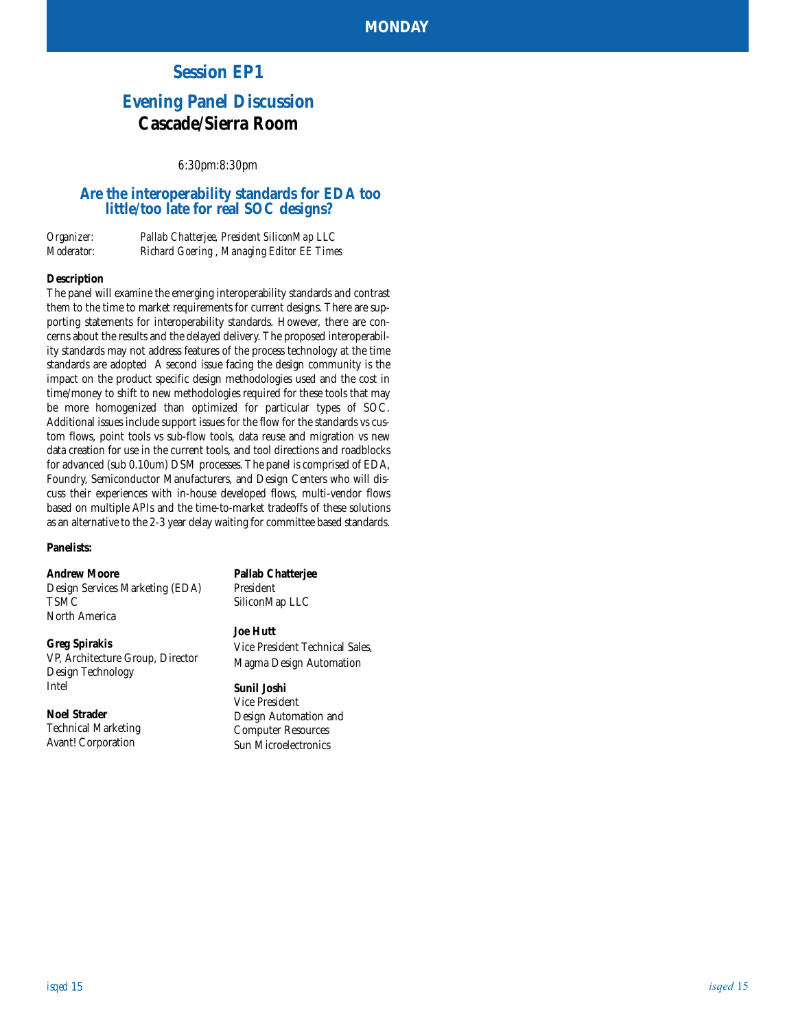# Session EP1

## Evening Panel Discussion

**Cascade/Sierra Room**

6:30pm:8:30pm

### Are the interoperability standards for EDA too little/too late for real SOC designs?

*Organizer:* *Pallab Chatterjee, President SiliconMap LLC*
*Moderator:* *Richard Goering , Managing Editor EE Times*

**Description**

The panel will examine the emerging interoperability standards and contrast them to the time to market requirements for current designs. There are supporting statements for interoperability standards. However, there are concerns about the results and the delayed delivery. The proposed interoperability standards may not address features of the process technology at the time standards are adopted A second issue facing the design community is the impact on the product specific design methodologies used and the cost in time/money to shift to new methodologies required for these tools that may be more homogenized than optimized for particular types of SOC. Additional issues include support issues for the flow for the standards vs custom flows, point tools vs sub-flow tools, data reuse and migration vs new data creation for use in the current tools, and tool directions and roadblocks for advanced (sub 0.10um) DSM processes. The panel is comprised of EDA, Foundry, Semiconductor Manufacturers, and Design Centers who will discuss their experiences with in-house developed flows, multi-vendor flows based on multiple APIs and the time-to-market tradeoffs of these solutions as an alternative to the 2-3 year delay waiting for committee based standards.

**Panelists:**

**Andrew Moore**
Design Services Marketing (EDA)
TSMC
North America

**Greg Spirakis**
VP, Architecture Group, Director
Design Technology
Intel

**Noel Strader**
Technical Marketing
Avant! Corporation

**Pallab Chatterjee**
President
SiliconMap LLC

**Joe Hutt**
Vice President Technical Sales,
Magma Design Automation

**Sunil Joshi**
Vice President
Design Automation and
Computer Resources
Sun Microelectronics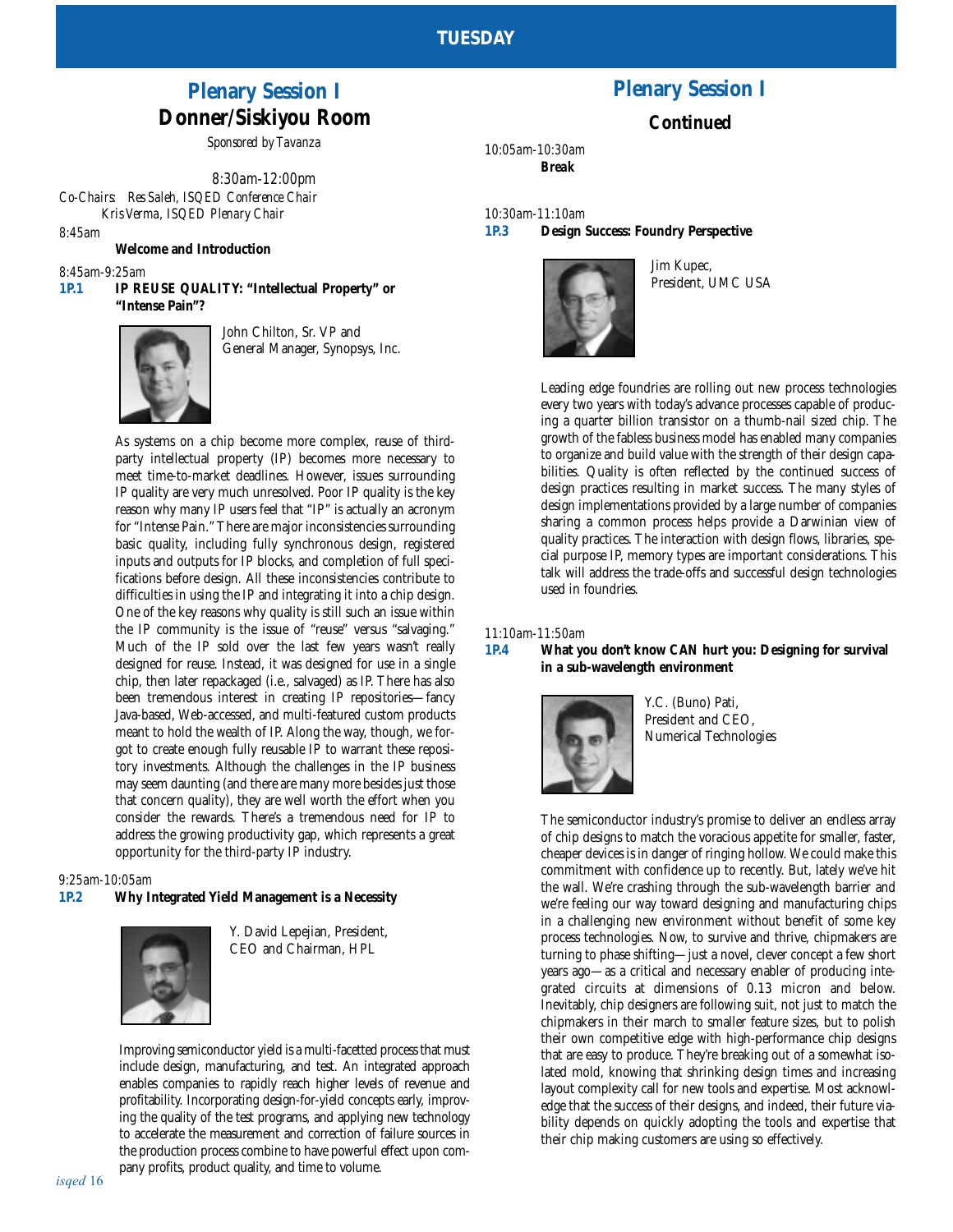# TUESDAY

## Plenary Session I
## Donner/Siskiyou Room

*Sponsored by Tavanza*

8:30am-12:00pm

Co-Chairs: *Res Saleh, ISQED Conference Chair*
*Kris Verma, ISQED Plenary Chair*

*8:45am*

**Welcome and Introduction**

*8:45am-9:25am*

**1P.1 IP REUSE QUALITY: "Intellectual Property" or "Intense Pain"?**

John Chilton, Sr. VP and General Manager, Synopsys, Inc.

As systems on a chip become more complex, reuse of third-party intellectual property (IP) becomes more necessary to meet time-to-market deadlines. However, issues surrounding IP quality are very much unresolved. Poor IP quality is the key reason why many IP users feel that "IP" is actually an acronym for "Intense Pain." There are major inconsistencies surrounding basic quality, including fully synchronous design, registered inputs and outputs for IP blocks, and completion of full specifications before design. All these inconsistencies contribute to difficulties in using the IP and integrating it into a chip design. One of the key reasons why quality is still such an issue within the IP community is the issue of "reuse" versus "salvaging." Much of the IP sold over the last few years wasn't really designed for reuse. Instead, it was designed for use in a single chip, then later repackaged (i.e., salvaged) as IP. There has also been tremendous interest in creating IP repositories—fancy Java-based, Web-accessed, and multi-featured custom products meant to hold the wealth of IP. Along the way, though, we forgot to create enough fully reusable IP to warrant these repository investments. Although the challenges in the IP business may seem daunting (and there are many more besides just those that concern quality), they are well worth the effort when you consider the rewards. There's a tremendous need for IP to address the growing productivity gap, which represents a great opportunity for the third-party IP industry.

*9:25am-10:05am*

**1P.2 Why Integrated Yield Management is a Necessity**

Y. David Lepejian, President, CEO and Chairman, HPL

Improving semiconductor yield is a multi-facetted process that must include design, manufacturing, and test. An integrated approach enables companies to rapidly reach higher levels of revenue and profitability. Incorporating design-for-yield concepts early, improving the quality of the test programs, and applying new technology to accelerate the measurement and correction of failure sources in the production process combine to have powerful effect upon company profits, product quality, and time to volume.

## Plenary Session I
### Continued

*10:05am-10:30am*

***Break***

*10:30am-11:10am*

**1P.3 Design Success: Foundry Perspective**

Jim Kupec, President, UMC USA

Leading edge foundries are rolling out new process technologies every two years with today's advance processes capable of producing a quarter billion transistor on a thumb-nail sized chip. The growth of the fabless business model has enabled many companies to organize and build value with the strength of their design capabilities. Quality is often reflected by the continued success of design practices resulting in market success. The many styles of design implementations provided by a large number of companies sharing a common process helps provide a Darwinian view of quality practices. The interaction with design flows, libraries, special purpose IP, memory types are important considerations. This talk will address the trade-offs and successful design technologies used in foundries.

*11:10am-11:50am*

**1P.4 What you don't know CAN hurt you: Designing for survival in a sub-wavelength environment**

Y.C. (Buno) Pati, President and CEO, Numerical Technologies

The semiconductor industry's promise to deliver an endless array of chip designs to match the voracious appetite for smaller, faster, cheaper devices is in danger of ringing hollow. We could make this commitment with confidence up to recently. But, lately we've hit the wall. We're crashing through the sub-wavelength barrier and we're feeling our way toward designing and manufacturing chips in a challenging new environment without benefit of some key process technologies. Now, to survive and thrive, chipmakers are turning to phase shifting—just a novel, clever concept a few short years ago—as a critical and necessary enabler of producing integrated circuits at dimensions of 0.13 micron and below. Inevitably, chip designers are following suit, not just to match the chipmakers in their march to smaller feature sizes, but to polish their own competitive edge with high-performance chip designs that are easy to produce. They're breaking out of a somewhat isolated mold, knowing that shrinking design times and increasing layout complexity call for new tools and expertise. Most acknowledge that the success of their designs, and indeed, their future viability depends on quickly adopting the tools and expertise that their chip making customers are using so effectively.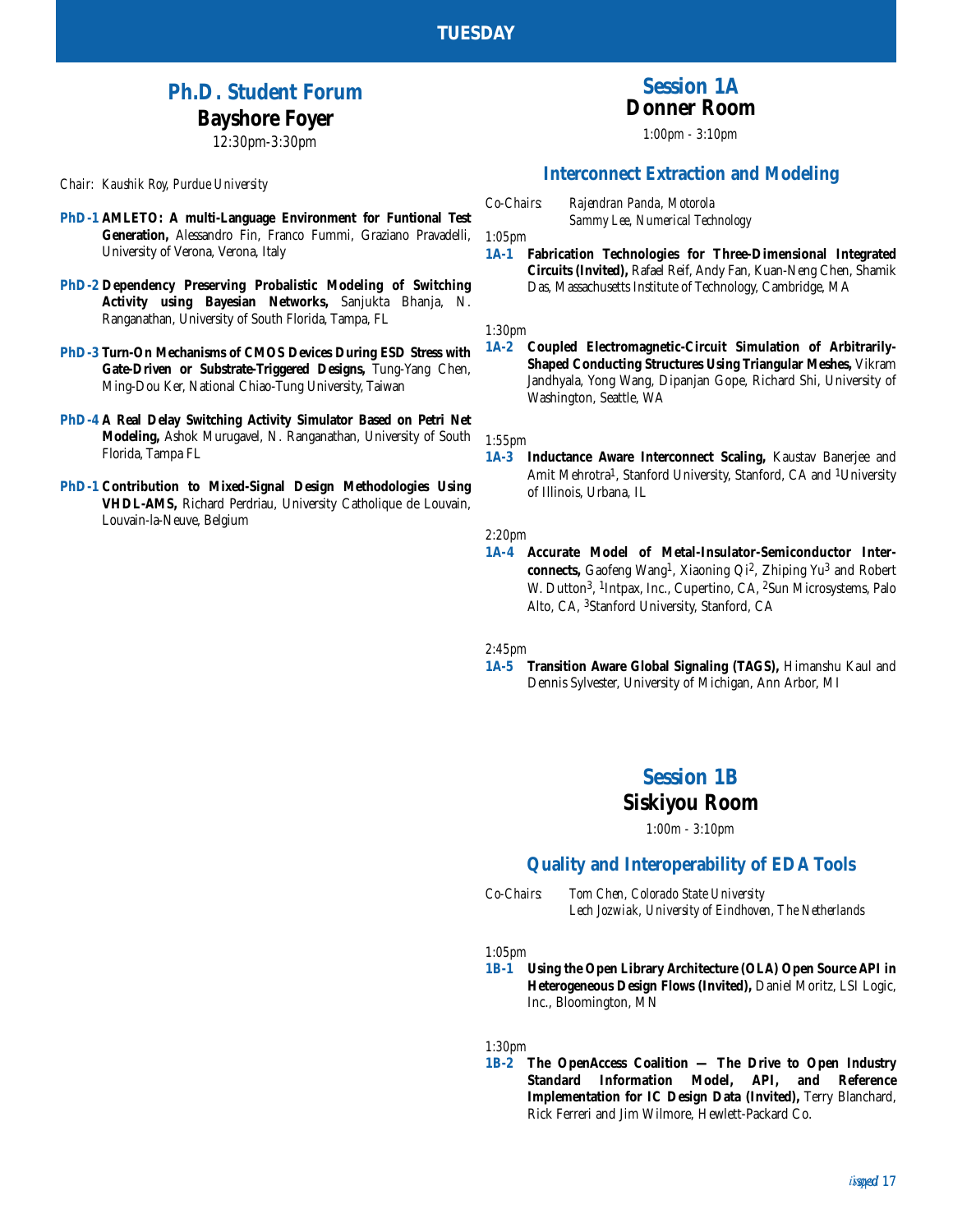# TUESDAY

## Ph.D. Student Forum
### Bayshore Foyer
12:30pm-3:30pm

*Chair: Kaushik Roy, Purdue University*

**PhD-1** **AMLETO: A multi-Language Environment for Funtional Test Generation,** Alessandro Fin, Franco Fummi, Graziano Pravadelli, University of Verona, Verona, Italy

**PhD-2** **Dependency Preserving Probalistic Modeling of Switching Activity using Bayesian Networks,** Sanjukta Bhanja, N. Ranganathan, University of South Florida, Tampa, FL

**PhD-3** **Turn-On Mechanisms of CMOS Devices During ESD Stress with Gate-Driven or Substrate-Triggered Designs,** Tung-Yang Chen, Ming-Dou Ker, National Chiao-Tung University, Taiwan

**PhD-4** **A Real Delay Switching Activity Simulator Based on Petri Net Modeling,** Ashok Murugavel, N. Ranganathan, University of South Florida, Tampa FL

**PhD-1** **Contribution to Mixed-Signal Design Methodologies Using VHDL-AMS,** Richard Perdriau, University Catholique de Louvain, Louvain-la-Neuve, Belgium

## Session 1A
### Donner Room
*1:00pm - 3:10pm*

### Interconnect Extraction and Modeling

*Co-Chairs: Rajendran Panda, Motorola*
*Sammy Lee, Numerical Technology*

*1:05pm*
**1A-1** **Fabrication Technologies for Three-Dimensional Integrated Circuits (Invited),** Rafael Reif, Andy Fan, Kuan-Neng Chen, Shamik Das, Massachusetts Institute of Technology, Cambridge, MA

*1:30pm*
**1A-2** **Coupled Electromagnetic-Circuit Simulation of Arbitrarily-Shaped Conducting Structures Using Triangular Meshes,** Vikram Jandhyala, Yong Wang, Dipanjan Gope, Richard Shi, University of Washington, Seattle, WA

*1:55pm*
**1A-3** **Inductance Aware Interconnect Scaling,** Kaustav Banerjee and Amit Mehrotra[1], Stanford University, Stanford, CA and [1]University of Illinois, Urbana, IL

*2:20pm*
**1A-4** **Accurate Model of Metal-Insulator-Semiconductor Interconnects,** Gaofeng Wang[1], Xiaoning Qi[2], Zhiping Yu[3] and Robert W. Dutton[3], [1]Intpax, Inc., Cupertino, CA, [2]Sun Microsystems, Palo Alto, CA, [3]Stanford University, Stanford, CA

*2:45pm*
**1A-5** **Transition Aware Global Signaling (TAGS),** Himanshu Kaul and Dennis Sylvester, University of Michigan, Ann Arbor, MI

## Session 1B
### Siskiyou Room
*1:00m - 3:10pm*

### Quality and Interoperability of EDA Tools

*Co-Chairs: Tom Chen, Colorado State University*
*Lech Jozwiak, University of Eindhoven, The Netherlands*

*1:05pm*
**1B-1** **Using the Open Library Architecture (OLA) Open Source API in Heterogeneous Design Flows (Invited),** Daniel Moritz, LSI Logic, Inc., Bloomington, MN

*1:30pm*
**1B-2** **The OpenAccess Coalition — The Drive to Open Industry Standard Information Model, API, and Reference Implementation for IC Design Data (Invited),** Terry Blanchard, Rick Ferreri and Jim Wilmore, Hewlett-Packard Co.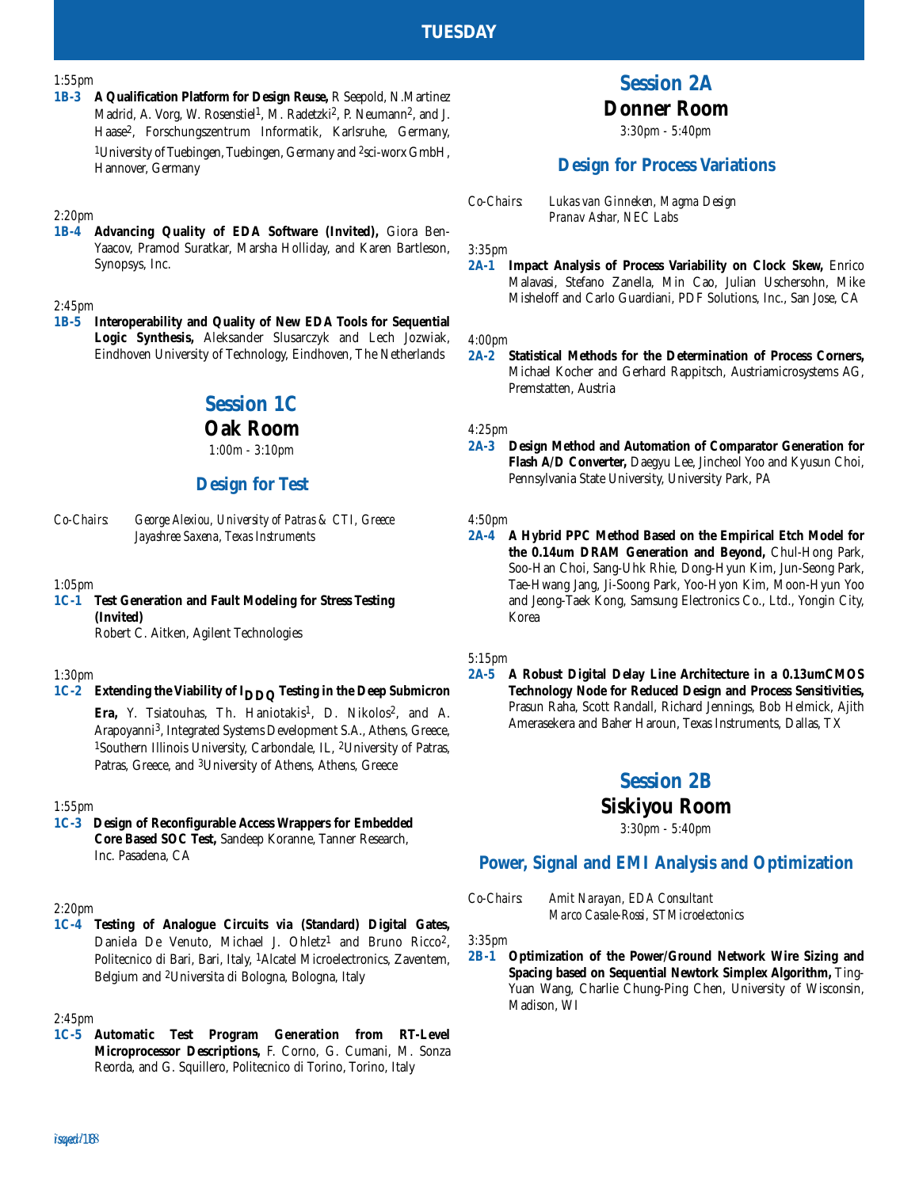## TUESDAY

*1:55pm*
**1B-3 A Qualification Platform for Design Reuse,** R Seepold, N.Martinez Madrid, A. Vorg, W. Rosenstiel[1], M. Radetzki[2], P. Neumann[2], and J. Haase[2], Forschungszentrum Informatik, Karlsruhe, Germany, [1]University of Tuebingen, Tuebingen, Germany and [2]sci-worx GmbH, Hannover, Germany

*2:20pm*
**1B-4 Advancing Quality of EDA Software (Invited),** Giora Ben-Yaacov, Pramod Suratkar, Marsha Holliday, and Karen Bartleson, Synopsys, Inc.

*2:45pm*
**1B-5 Interoperability and Quality of New EDA Tools for Sequential Logic Synthesis,** Aleksander Slusarczyk and Lech Jozwiak, Eindhoven University of Technology, Eindhoven, The Netherlands

# Session 1C
## Oak Room
*1:00m - 3:10pm*

### Design for Test

*Co-Chairs:* *George Alexiou, University of Patras & CTI, Greece*
*Jayashree Saxena, Texas Instruments*

*1:05pm*
**1C-1 Test Generation and Fault Modeling for Stress Testing (Invited)**
Robert C. Aitken, Agilent Technologies

*1:30pm*
**1C-2 Extending the Viability of $I_{DDQ}$ Testing in the Deep Submicron Era,** Y. Tsiatouhas, Th. Haniotakis[1], D. Nikolos[2], and A. Arapoyanni[3], Integrated Systems Development S.A., Athens, Greece, [1]Southern Illinois University, Carbondale, IL, [2]University of Patras, Patras, Greece, and [3]University of Athens, Athens, Greece

*1:55pm*
**1C-3 Design of Reconfigurable Access Wrappers for Embedded Core Based SOC Test,** Sandeep Koranne, Tanner Research, Inc. Pasadena, CA

*2:20pm*
**1C-4 Testing of Analogue Circuits via (Standard) Digital Gates,** Daniela De Venuto, Michael J. Ohletz[1] and Bruno Ricco[2], Politecnico di Bari, Bari, Italy, [1]Alcatel Microelectronics, Zaventem, Belgium and [2]Universita di Bologna, Bologna, Italy

*2:45pm*
**1C-5 Automatic Test Program Generation from RT-Level Microprocessor Descriptions,** F. Corno, G. Cumani, M. Sonza Reorda, and G. Squillero, Politecnico di Torino, Torino, Italy

# Session 2A
## Donner Room
*3:30pm - 5:40pm*

### Design for Process Variations

*Co-Chairs:* *Lukas van Ginneken, Magma Design*
*Pranav Ashar, NEC Labs*

*3:35pm*
**2A-1 Impact Analysis of Process Variability on Clock Skew,** Enrico Malavasi, Stefano Zanella, Min Cao, Julian Uschersohn, Mike Misheloff and Carlo Guardiani, PDF Solutions, Inc., San Jose, CA

*4:00pm*
**2A-2 Statistical Methods for the Determination of Process Corners,** Michael Kocher and Gerhard Rappitsch, Austriamicrosystems AG, Premstatten, Austria

*4:25pm*
**2A-3 Design Method and Automation of Comparator Generation for Flash A/D Converter,** Daegyu Lee, Jincheol Yoo and Kyusun Choi, Pennsylvania State University, University Park, PA

*4:50pm*
**2A-4 A Hybrid PPC Method Based on the Empirical Etch Model for the 0.14um DRAM Generation and Beyond,** Chul-Hong Park, Soo-Han Choi, Sang-Uhk Rhie, Dong-Hyun Kim, Jun-Seong Park, Tae-Hwang Jang, Ji-Soong Park, Yoo-Hyon Kim, Moon-Hyun Yoo and Jeong-Taek Kong, Samsung Electronics Co., Ltd., Yongin City, Korea

*5:15pm*
**2A-5 A Robust Digital Delay Line Architecture in a 0.13umCMOS Technology Node for Reduced Design and Process Sensitivities,** Prasun Raha, Scott Randall, Richard Jennings, Bob Helmick, Ajith Amerasekera and Baher Haroun, Texas Instruments, Dallas, TX

# Session 2B
## Siskiyou Room
*3:30pm - 5:40pm*

### Power, Signal and EMI Analysis and Optimization

*Co-Chairs:* *Amit Narayan, EDA Consultant*
*Marco Casale-Rossi, STMicroelectonics*

*3:35pm*
**2B-1 Optimization of the Power/Ground Network Wire Sizing and Spacing based on Sequential Newtork Simplex Algorithm,** Ting-Yuan Wang, Charlie Chung-Ping Chen, University of Wisconsin, Madison, WI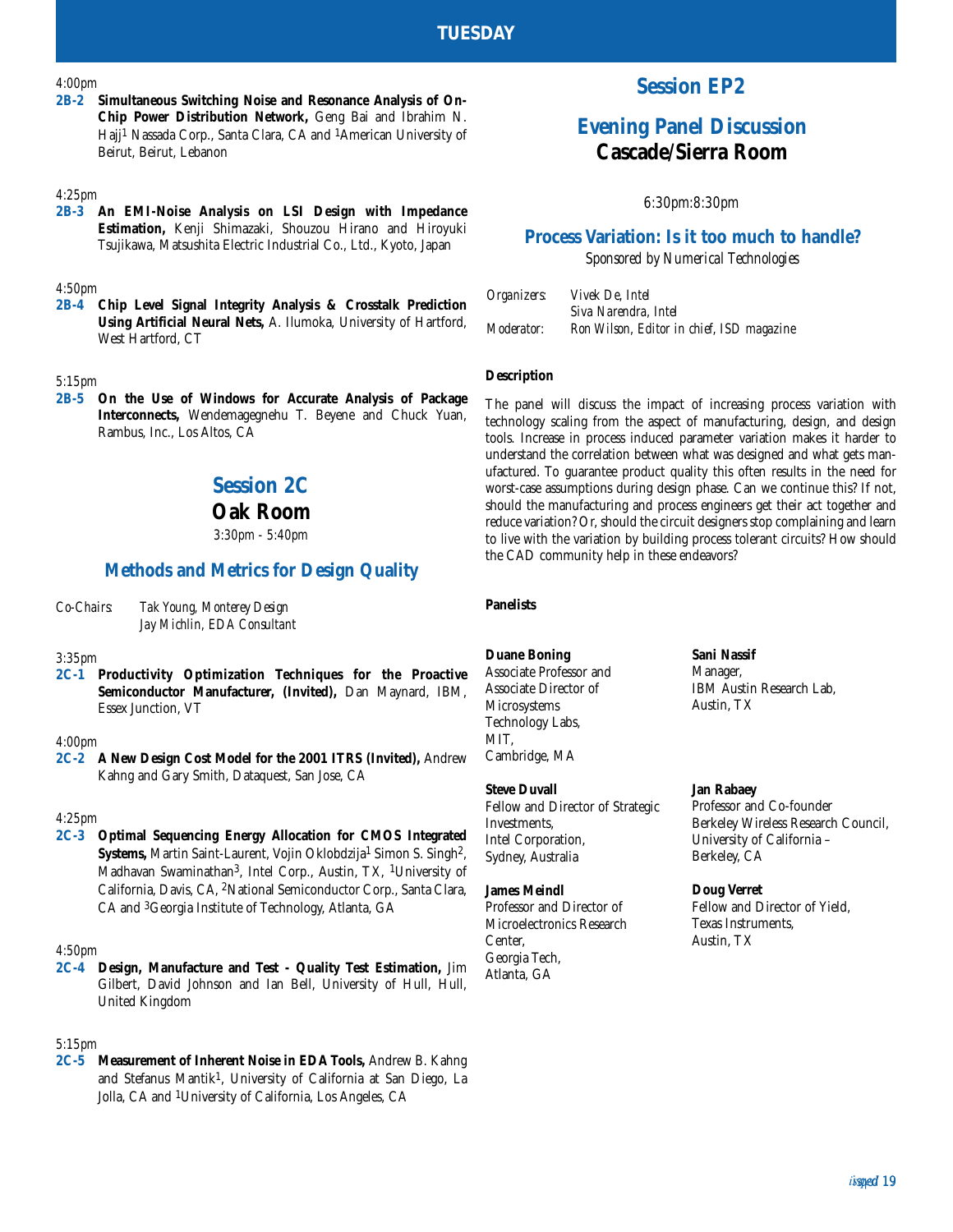## TUESDAY

*4:00pm*

**2B-2 Simultaneous Switching Noise and Resonance Analysis of On-Chip Power Distribution Network,** Geng Bai and Ibrahim N. Hajj[1] Nassada Corp., Santa Clara, CA and [1]American University of Beirut, Beirut, Lebanon

*4:25pm*

**2B-3 An EMI-Noise Analysis on LSI Design with Impedance Estimation,** Kenji Shimazaki, Shouzou Hirano and Hiroyuki Tsujikawa, Matsushita Electric Industrial Co., Ltd., Kyoto, Japan

*4:50pm*

**2B-4 Chip Level Signal Integrity Analysis & Crosstalk Prediction Using Artificial Neural Nets,** A. Ilumoka, University of Hartford, West Hartford, CT

*5:15pm*

**2B-5 On the Use of Windows for Accurate Analysis of Package Interconnects,** Wendemagegnehu T. Beyene and Chuck Yuan, Rambus, Inc., Los Altos, CA

## Session 2C

## Oak Room

*3:30pm - 5:40pm*

### Methods and Metrics for Design Quality

*Co-Chairs:* *Tak Young, Monterey Design*
*Jay Michlin, EDA Consultant*

*3:35pm*

**2C-1 Productivity Optimization Techniques for the Proactive Semiconductor Manufacturer, (Invited),** Dan Maynard, IBM, Essex Junction, VT

*4:00pm*

**2C-2 A New Design Cost Model for the 2001 ITRS (Invited),** Andrew Kahng and Gary Smith, Dataquest, San Jose, CA

*4:25pm*

**2C-3 Optimal Sequencing Energy Allocation for CMOS Integrated Systems,** Martin Saint-Laurent, Vojin Oklobdzija[1] Simon S. Singh[2], Madhavan Swaminathan[3], Intel Corp., Austin, TX, [1]University of California, Davis, CA, [2]National Semiconductor Corp., Santa Clara, CA and [3]Georgia Institute of Technology, Atlanta, GA

*4:50pm*

**2C-4 Design, Manufacture and Test - Quality Test Estimation,** Jim Gilbert, David Johnson and Ian Bell, University of Hull, Hull, United Kingdom

*5:15pm*

**2C-5 Measurement of Inherent Noise in EDA Tools,** Andrew B. Kahng and Stefanus Mantik[1], University of California at San Diego, La Jolla, CA and [1]University of California, Los Angeles, CA

## Session EP2

## Evening Panel Discussion

## Cascade/Sierra Room

*6:30pm:8:30pm*

### Process Variation: Is it too much to handle?

*Sponsored by Numerical Technologies*

*Organizers:* *Vivek De, Intel*
*Siva Narendra, Intel*
*Moderator:* *Ron Wilson, Editor in chief, ISD magazine*

**Description**

The panel will discuss the impact of increasing process variation with technology scaling from the aspect of manufacturing, design, and design tools. Increase in process induced parameter variation makes it harder to understand the correlation between what was designed and what gets manufactured. To guarantee product quality this often results in the need for worst-case assumptions during design phase. Can we continue this? If not, should the manufacturing and process engineers get their act together and reduce variation? Or, should the circuit designers stop complaining and learn to live with the variation by building process tolerant circuits? How should the CAD community help in these endeavors?

**Panelists**

**Duane Boning**
Associate Professor and Associate Director of Microsystems Technology Labs, MIT, Cambridge, MA

**Steve Duvall**
Fellow and Director of Strategic Investments, Intel Corporation, Sydney, Australia

**James Meindl**
Professor and Director of Microelectronics Research Center, Georgia Tech, Atlanta, GA

**Sani Nassif**
Manager, IBM Austin Research Lab, Austin, TX

**Jan Rabaey**
Professor and Co-founder Berkeley Wireless Research Council, University of California – Berkeley, CA

**Doug Verret**
Fellow and Director of Yield, Texas Instruments, Austin, TX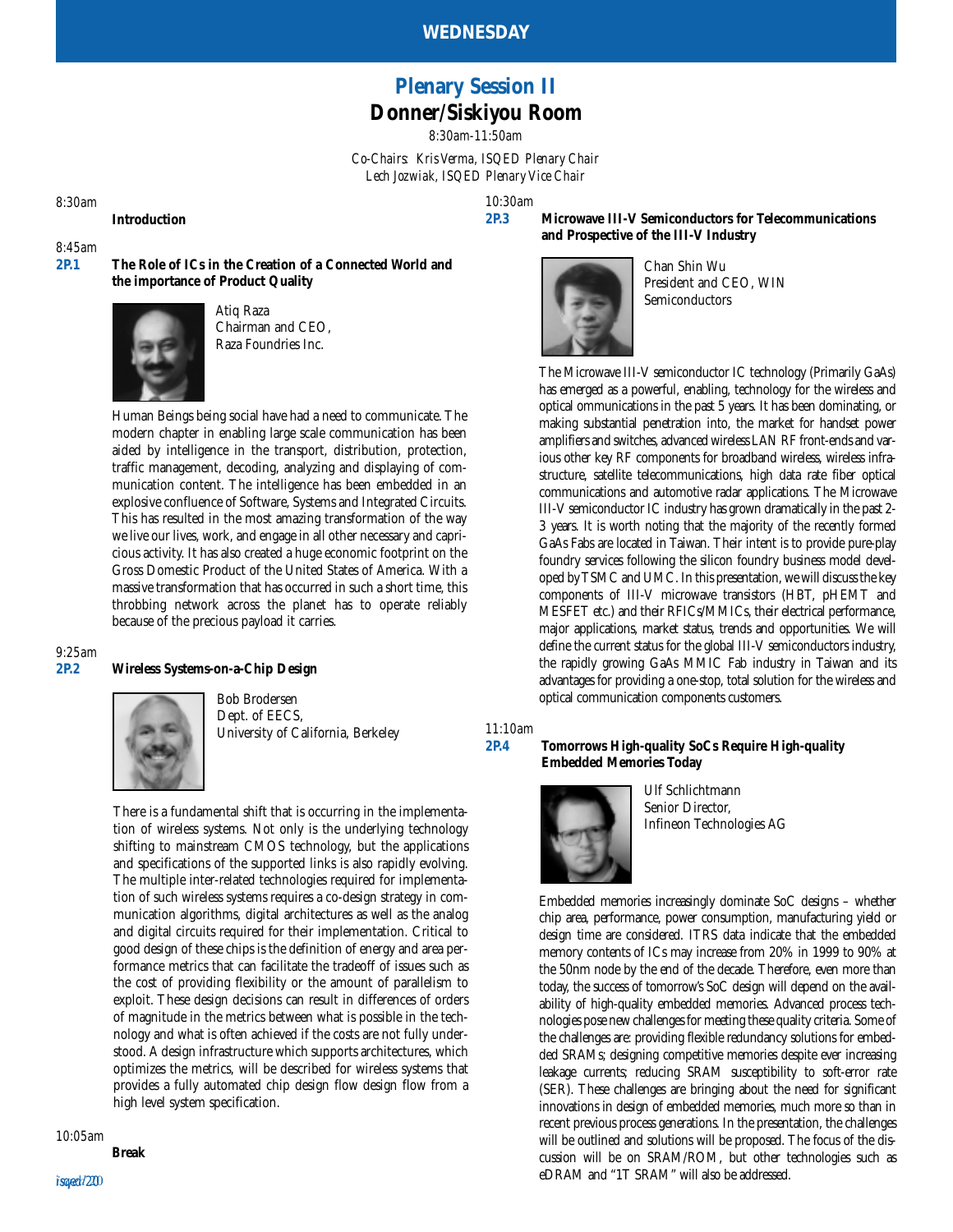# WEDNESDAY

## Plenary Session II

## Donner/Siskiyou Room

*8:30am-11:50am*

*Co-Chairs: Kris Verma, ISQED Plenary Chair*
*Lech Jozwiak, ISQED Plenary Vice Chair*

*8:30am*

**Introduction**

*8:45am*

**2P.1 The Role of ICs in the Creation of a Connected World and the importance of Product Quality**

Atiq Raza
Chairman and CEO,
Raza Foundries Inc.

Human Beings being social have had a need to communicate. The modern chapter in enabling large scale communication has been aided by intelligence in the transport, distribution, protection, traffic management, decoding, analyzing and displaying of communication content. The intelligence has been embedded in an explosive confluence of Software, Systems and Integrated Circuits. This has resulted in the most amazing transformation of the way we live our lives, work, and engage in all other necessary and capricious activity. It has also created a huge economic footprint on the Gross Domestic Product of the United States of America. With a massive transformation that has occurred in such a short time, this throbbing network across the planet has to operate reliably because of the precious payload it carries.

*9:25am*

**2P.2 Wireless Systems-on-a-Chip Design**

Bob Brodersen
Dept. of EECS,
University of California, Berkeley

There is a fundamental shift that is occurring in the implementation of wireless systems. Not only is the underlying technology shifting to mainstream CMOS technology, but the applications and specifications of the supported links is also rapidly evolving. The multiple inter-related technologies required for implementation of such wireless systems requires a co-design strategy in communication algorithms, digital architectures as well as the analog and digital circuits required for their implementation. Critical to good design of these chips is the definition of energy and area performance metrics that can facilitate the tradeoff of issues such as the cost of providing flexibility or the amount of parallelism to exploit. These design decisions can result in differences of orders of magnitude in the metrics between what is possible in the technology and what is often achieved if the costs are not fully understood. A design infrastructure which supports architectures, which optimizes the metrics, will be described for wireless systems that provides a fully automated chip design flow design flow from a high level system specification.

*10:05am*

**Break**

*10:30am*

**2P.3 Microwave III-V Semiconductors for Telecommunications and Prospective of the III-V Industry**

Chan Shin Wu
President and CEO, WIN Semiconductors

The Microwave III-V semiconductor IC technology (Primarily GaAs) has emerged as a powerful, enabling, technology for the wireless and optical ommunications in the past 5 years. It has been dominating, or making substantial penetration into, the market for handset power amplifiers and switches, advanced wireless LAN RF front-ends and various other key RF components for broadband wireless, wireless infrastructure, satellite telecommunications, high data rate fiber optical communications and automotive radar applications. The Microwave III-V semiconductor IC industry has grown dramatically in the past 2-3 years. It is worth noting that the majority of the recently formed GaAs Fabs are located in Taiwan. Their intent is to provide pure-play foundry services following the silicon foundry business model developed by TSMC and UMC. In this presentation, we will discuss the key components of III-V microwave transistors (HBT, pHEMT and MESFET etc.) and their RFICs/MMICs, their electrical performance, major applications, market status, trends and opportunities. We will define the current status for the global III-V semiconductors industry, the rapidly growing GaAs MMIC Fab industry in Taiwan and its advantages for providing a one-stop, total solution for the wireless and optical communication components customers.

*11:10am*

**2P.4 Tomorrows High-quality SoCs Require High-quality Embedded Memories Today**

Ulf Schlichtmann
Senior Director,
Infineon Technologies AG

Embedded memories increasingly dominate SoC designs – whether chip area, performance, power consumption, manufacturing yield or design time are considered. ITRS data indicate that the embedded memory contents of ICs may increase from 20% in 1999 to 90% at the 50nm node by the end of the decade. Therefore, even more than today, the success of tomorrow's SoC design will depend on the availability of high-quality embedded memories. Advanced process technologies pose new challenges for meeting these quality criteria. Some of the challenges are: providing flexible redundancy solutions for embedded SRAMs; designing competitive memories despite ever increasing leakage currents; reducing SRAM susceptibility to soft-error rate (SER). These challenges are bringing about the need for significant innovations in design of embedded memories, much more so than in recent previous process generations. In the presentation, the challenges will be outlined and solutions will be proposed. The focus of the discussion will be on SRAM/ROM, but other technologies such as eDRAM and "1T SRAM" will also be addressed.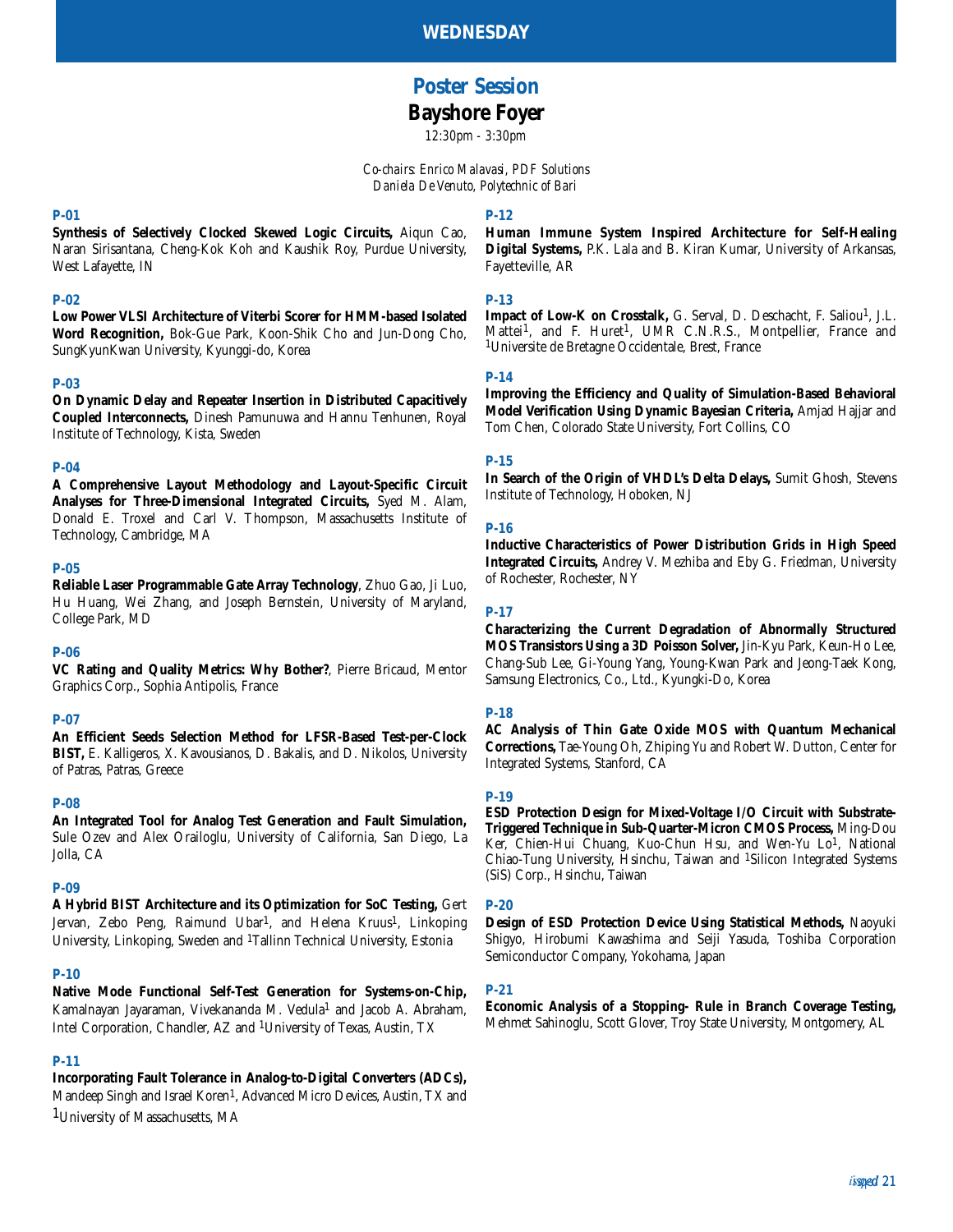# WEDNESDAY

## Poster Session

## Bayshore Foyer

*12:30pm - 3:30pm*

*Co-chairs: Enrico Malavasi, PDF Solutions*
*Daniela De Venuto, Polytechnic of Bari*

### P-01

**Synthesis of Selectively Clocked Skewed Logic Circuits,** Aiqun Cao, Naran Sirisantana, Cheng-Kok Koh and Kaushik Roy, Purdue University, West Lafayette, IN

### P-02

**Low Power VLSI Architecture of Viterbi Scorer for HMM-based Isolated Word Recognition,** Bok-Gue Park, Koon-Shik Cho and Jun-Dong Cho, SungKyunKwan University, Kyunggi-do, Korea

### P-03

**On Dynamic Delay and Repeater Insertion in Distributed Capacitively Coupled Interconnects,** Dinesh Pamunuwa and Hannu Tenhunen, Royal Institute of Technology, Kista, Sweden

### P-04

**A Comprehensive Layout Methodology and Layout-Specific Circuit Analyses for Three-Dimensional Integrated Circuits,** Syed M. Alam, Donald E. Troxel and Carl V. Thompson, Massachusetts Institute of Technology, Cambridge, MA

### P-05

**Reliable Laser Programmable Gate Array Technology**, Zhuo Gao, Ji Luo, Hu Huang, Wei Zhang, and Joseph Bernstein, University of Maryland, College Park, MD

### P-06

**VC Rating and Quality Metrics: Why Bother?**, Pierre Bricaud, Mentor Graphics Corp., Sophia Antipolis, France

### P-07

**An Efficient Seeds Selection Method for LFSR-Based Test-per-Clock BIST,** E. Kalligeros, X. Kavousianos, D. Bakalis, and D. Nikolos, University of Patras, Patras, Greece

### P-08

**An Integrated Tool for Analog Test Generation and Fault Simulation,** Sule Ozev and Alex Orailoglu, University of California, San Diego, La Jolla, CA

### P-09

**A Hybrid BIST Architecture and its Optimization for SoC Testing,** Gert Jervan, Zebo Peng, Raimund Ubar[1], and Helena Kruus[1], Linkoping University, Linkoping, Sweden and [1]Tallinn Technical University, Estonia

### P-10

**Native Mode Functional Self-Test Generation for Systems-on-Chip,** Kamalnayan Jayaraman, Vivekananda M. Vedula[1] and Jacob A. Abraham, Intel Corporation, Chandler, AZ and [1]University of Texas, Austin, TX

### P-11

**Incorporating Fault Tolerance in Analog-to-Digital Converters (ADCs),** Mandeep Singh and Israel Koren[1], Advanced Micro Devices, Austin, TX and [1]University of Massachusetts, MA

### P-12

**Human Immune System Inspired Architecture for Self-Healing Digital Systems,** P.K. Lala and B. Kiran Kumar, University of Arkansas, Fayetteville, AR

### P-13

**Impact of Low-K on Crosstalk,** G. Serval, D. Deschacht, F. Saliou[1], J.L. Mattei[1], and F. Huret[1], UMR C.N.R.S., Montpellier, France and [1]Universite de Bretagne Occidentale, Brest, France

### P-14

**Improving the Efficiency and Quality of Simulation-Based Behavioral Model Verification Using Dynamic Bayesian Criteria,** Amjad Hajjar and Tom Chen, Colorado State University, Fort Collins, CO

### P-15

**In Search of the Origin of VHDL's Delta Delays,** Sumit Ghosh, Stevens Institute of Technology, Hoboken, NJ

### P-16

**Inductive Characteristics of Power Distribution Grids in High Speed Integrated Circuits,** Andrey V. Mezhiba and Eby G. Friedman, University of Rochester, Rochester, NY

### P-17

**Characterizing the Current Degradation of Abnormally Structured MOS Transistors Using a 3D Poisson Solver,** Jin-Kyu Park, Keun-Ho Lee, Chang-Sub Lee, Gi-Young Yang, Young-Kwan Park and Jeong-Taek Kong, Samsung Electronics, Co., Ltd., Kyungki-Do, Korea

### P-18

**AC Analysis of Thin Gate Oxide MOS with Quantum Mechanical Corrections,** Tae-Young Oh, Zhiping Yu and Robert W. Dutton, Center for Integrated Systems, Stanford, CA

### P-19

**ESD Protection Design for Mixed-Voltage I/O Circuit with Substrate-Triggered Technique in Sub-Quarter-Micron CMOS Process,** Ming-Dou Ker, Chien-Hui Chuang, Kuo-Chun Hsu, and Wen-Yu Lo[1], National Chiao-Tung University, Hsinchu, Taiwan and [1]Silicon Integrated Systems (SiS) Corp., Hsinchu, Taiwan

### P-20

**Design of ESD Protection Device Using Statistical Methods,** Naoyuki Shigyo, Hirobumi Kawashima and Seiji Yasuda, Toshiba Corporation Semiconductor Company, Yokohama, Japan

### P-21

**Economic Analysis of a Stopping- Rule in Branch Coverage Testing,** Mehmet Sahinoglu, Scott Glover, Troy State University, Montgomery, AL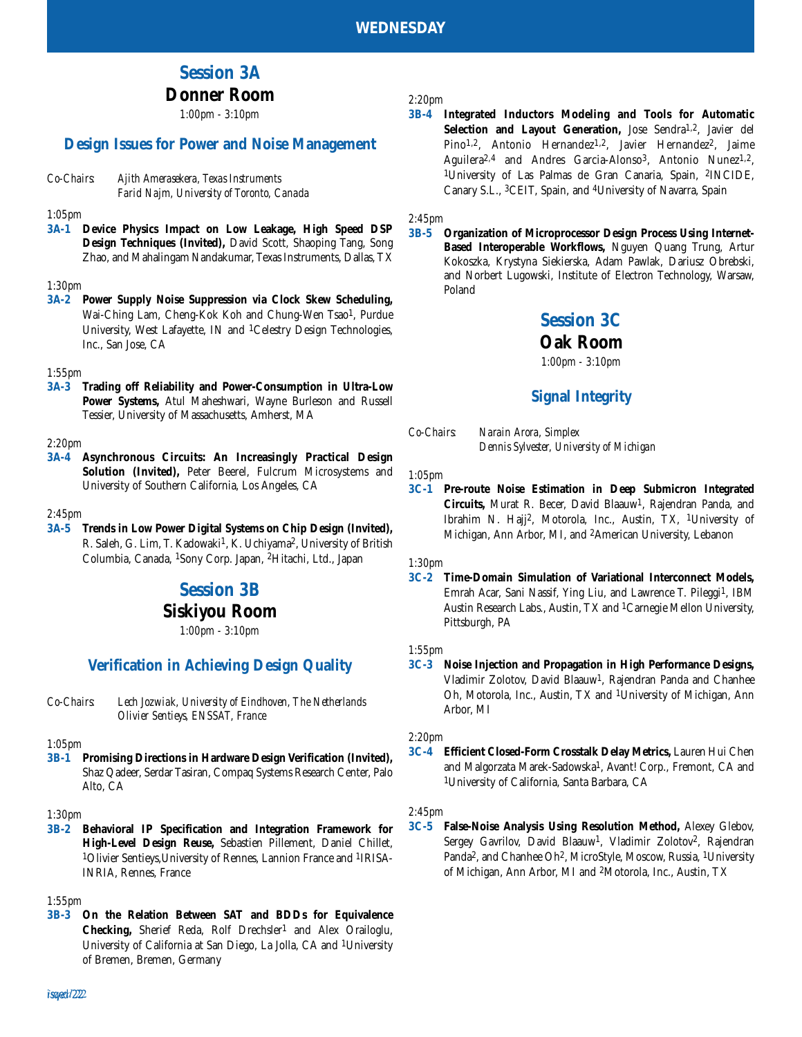# WEDNESDAY

## Session 3A

### Donner Room

*1:00pm - 3:10pm*

### Design Issues for Power and Noise Management

*Co-Chairs:* *Ajith Amerasekera, Texas Instruments*
*Farid Najm, University of Toronto, Canada*

*1:05pm*
**3A-1** **Device Physics Impact on Low Leakage, High Speed DSP Design Techniques (Invited),** David Scott, Shaoping Tang, Song Zhao, and Mahalingam Nandakumar, Texas Instruments, Dallas, TX

*1:30pm*
**3A-2** **Power Supply Noise Suppression via Clock Skew Scheduling,** Wai-Ching Lam, Cheng-Kok Koh and Chung-Wen Tsao[1], Purdue University, West Lafayette, IN and [1]Celestry Design Technologies, Inc., San Jose, CA

*1:55pm*
**3A-3** **Trading off Reliability and Power-Consumption in Ultra-Low Power Systems,** Atul Maheshwari, Wayne Burleson and Russell Tessier, University of Massachusetts, Amherst, MA

*2:20pm*
**3A-4** **Asynchronous Circuits: An Increasingly Practical Design Solution (Invited),** Peter Beerel, Fulcrum Microsystems and University of Southern California, Los Angeles, CA

*2:45pm*
**3A-5** **Trends in Low Power Digital Systems on Chip Design (Invited),** R. Saleh, G. Lim, T. Kadowaki[1], K. Uchiyama[2], University of British Columbia, Canada, [1]Sony Corp. Japan, [2]Hitachi, Ltd., Japan

## Session 3B

### Siskiyou Room

*1:00pm - 3:10pm*

### Verification in Achieving Design Quality

*Co-Chairs:* *Lech Jozwiak, University of Eindhoven, The Netherlands*
*Olivier Sentieys, ENSSAT, France*

*1:05pm*
**3B-1** **Promising Directions in Hardware Design Verification (Invited),** Shaz Qadeer, Serdar Tasiran, Compaq Systems Research Center, Palo Alto, CA

*1:30pm*
**3B-2** **Behavioral IP Specification and Integration Framework for High-Level Design Reuse,** Sebastien Pillement, Daniel Chillet, [1]Olivier Sentieys,University of Rennes, Lannion France and [1]IRISA-INRIA, Rennes, France

*1:55pm*
**3B-3** **On the Relation Between SAT and BDDs for Equivalence Checking,** Sherief Reda, Rolf Drechsler[1] and Alex Orailoglu, University of California at San Diego, La Jolla, CA and [1]University of Bremen, Bremen, Germany

*2:20pm*
**3B-4** **Integrated Inductors Modeling and Tools for Automatic Selection and Layout Generation,** Jose Sendra[1,2], Javier del Pino[1,2], Antonio Hernandez[1,2], Javier Hernandez[2], Jaime Aguilera[2,4] and Andres Garcia-Alonso[3], Antonio Nunez[1,2], [1]University of Las Palmas de Gran Canaria, Spain, [2]INCIDE, Canary S.L., [3]CEIT, Spain, and [4]University of Navarra, Spain

*2:45pm*
**3B-5** **Organization of Microprocessor Design Process Using Internet-Based Interoperable Workflows,** Nguyen Quang Trung, Artur Kokoszka, Krystyna Siekierska, Adam Pawlak, Dariusz Obrebski, and Norbert Lugowski, Institute of Electron Technology, Warsaw, Poland

## Session 3C

### Oak Room

*1:00pm - 3:10pm*

### Signal Integrity

*Co-Chairs:* *Narain Arora, Simplex*
*Dennis Sylvester, University of Michigan*

*1:05pm*
**3C-1** **Pre-route Noise Estimation in Deep Submicron Integrated Circuits,** Murat R. Becer, David Blaauw[1], Rajendran Panda, and Ibrahim N. Hajj[2], Motorola, Inc., Austin, TX, [1]University of Michigan, Ann Arbor, MI, and [2]American University, Lebanon

*1:30pm*
**3C-2** **Time-Domain Simulation of Variational Interconnect Models,** Emrah Acar, Sani Nassif, Ying Liu, and Lawrence T. Pileggi[1], IBM Austin Research Labs., Austin, TX and [1]Carnegie Mellon University, Pittsburgh, PA

*1:55pm*
**3C-3** **Noise Injection and Propagation in High Performance Designs,** Vladimir Zolotov, David Blaauw[1], Rajendran Panda and Chanhee Oh, Motorola, Inc., Austin, TX and [1]University of Michigan, Ann Arbor, MI

*2:20pm*
**3C-4** **Efficient Closed-Form Crosstalk Delay Metrics,** Lauren Hui Chen and Malgorzata Marek-Sadowska[1], Avant! Corp., Fremont, CA and [1]University of California, Santa Barbara, CA

*2:45pm*
**3C-5** **False-Noise Analysis Using Resolution Method,** Alexey Glebov, Sergey Gavrilov, David Blaauw[1], Vladimir Zolotov[2], Rajendran Panda[2], and Chanhee Oh[2], MicroStyle, Moscow, Russia, [1]University of Michigan, Ann Arbor, MI and [2]Motorola, Inc., Austin, TX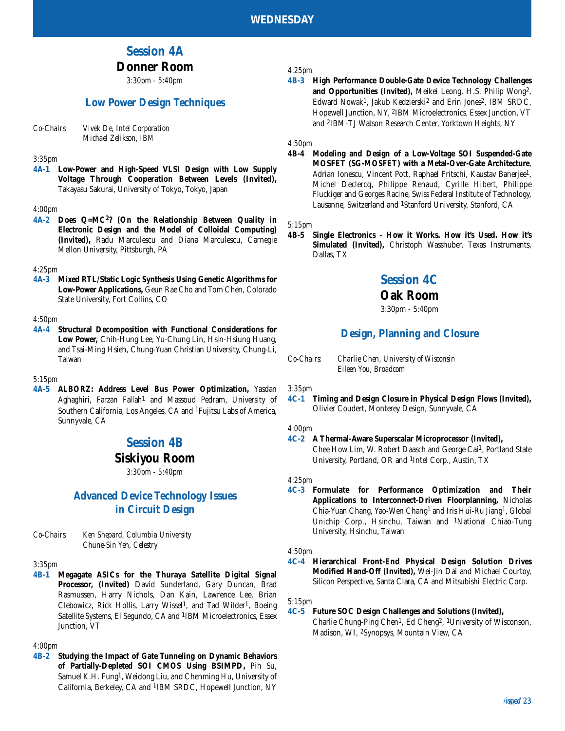# WEDNESDAY

## Session 4A

### Donner Room

*3:30pm - 5:40pm*

### Low Power Design Techniques

*Co-Chairs: Vivek De, Intel Corporation*
*Michael Zelikson, IBM*

*3:35pm*

**4A-1 Low-Power and High-Speed VLSI Design with Low Supply Voltage Through Cooperation Between Levels (Invited),** Takayasu Sakurai, University of Tokyo, Tokyo, Japan

*4:00pm*

**4A-2 Does Q=MC$^2$? (On the Relationship Between Quality in Electronic Design and the Model of Colloidal Computing) (Invited),** Radu Marculescu and Diana Marculescu, Carnegie Mellon University, Pittsburgh, PA

*4:25pm*

**4A-3 Mixed RTL/Static Logic Synthesis Using Genetic Algorithms for Low-Power Applications,** Geun Rae Cho and Tom Chen, Colorado State University, Fort Collins, CO

*4:50pm*

**4A-4 Structural Decomposition with Functional Considerations for Low Power,** Chih-Hung Lee, Yu-Chung Lin, Hsin-Hsiung Huang, and Tsai-Ming Hsieh, Chung-Yuan Christian University, Chung-Li, Taiwan

*5:15pm*

**4A-5 ALBORZ: Address Level Bus Power Optimization,** Yasdan Aghaghiri, Farzan Fallah[1] and Massoud Pedram, University of Southern California, Los Angeles, CA and [1]Fujitsu Labs of America, Sunnyvale, CA

## Session 4B

### Siskiyou Room

*3:30pm - 5:40pm*

### Advanced Device Technology Issues in Circuit Design

*Co-Chairs: Ken Shepard, Columbia University*
*Chune-Sin Yeh, Celestry*

*3:35pm*

**4B-1 Megagate ASICs for the Thuraya Satellite Digital Signal Processor, (Invited)** David Sunderland, Gary Duncan, Brad Rasmussen, Harry Nichols, Dan Kain, Lawrence Lee, Brian Clebowicz, Rick Hollis, Larry Wissel[1], and Tad Wilder[1], Boeing Satellite Systems, El Segundo, CA and [1]IBM Microelectronics, Essex Junction, VT

*4:00pm*

**4B-2 Studying the Impact of Gate Tunneling on Dynamic Behaviors of Partially-Depleted SOI CMOS Using BSIMPD,** Pin Su, Samuel K.H. Fung[1], Weidong Liu, and Chenming Hu, University of California, Berkeley, CA and [1]IBM SRDC, Hopewell Junction, NY

*4:25pm*

**4B-3 High Performance Double-Gate Device Technology Challenges and Opportunities (Invited),** Meikei Leong, H.S. Philip Wong[2], Edward Nowak[1], Jakub Kedzierski[2] and Erin Jones[2], IBM SRDC, Hopewell Junction, NY, [2]IBM Microelectronics, Essex Junction, VT and [2]IBM-TJ Watson Research Center, Yorktown Heights, NY

*4:50pm*

**4B-4 Modeling and Design of a Low-Voltage SOI Suspended-Gate MOSFET (SG-MOSFET) with a Metal-Over-Gate Architecture**, Adrian Ionescu, Vincent Pott, Raphael Fritschi, Kaustav Banerjee[1], Michel Declercq, Philippe Renaud, Cyrille Hibert, Philippe Fluckiger and Georges Racine, Swiss Federal Institute of Technology, Lausanne, Switzerland and [1]Stanford University, Stanford, CA

*5:15pm*

**4B-5 Single Electronics - How it Works. How it's Used. How it's Simulated (Invited),** Christoph Wasshuber, Texas Instruments, Dallas, TX

## Session 4C

### Oak Room

*3:30pm - 5:40pm*

### Design, Planning and Closure

*Co-Chairs: Charlie Chen, University of Wisconsin*
*Eileen You, Broadcom*

*3:35pm*

**4C-1 Timing and Design Closure in Physical Design Flows (Invited),** Olivier Coudert, Monterey Design, Sunnyvale, CA

*4:00pm*

**4C-2 A Thermal-Aware Superscalar Microprocessor (Invited),** Chee How Lim, W. Robert Daasch and George Cai[1], Portland State University, Portland, OR and [1]Intel Corp., Austin, TX

*4:25pm*

**4C-3 Formulate for Performance Optimization and Their Applications to Interconnect-Driven Floorplanning,** Nicholas Chia-Yuan Chang, Yao-Wen Chang[1] and Iris Hui-Ru Jiang[1], Global Unichip Corp., Hsinchu, Taiwan and [1]National Chiao-Tung University, Hsinchu, Taiwan

*4:50pm*

**4C-4 Hierarchical Front-End Physical Design Solution Drives Modified Hand-Off (Invited),** Wei-Jin Dai and Michael Courtoy, Silicon Perspective, Santa Clara, CA and Mitsubishi Electric Corp.

*5:15pm*

**4C-5 Future SOC Design Challenges and Solutions (Invited),** Charlie Chung-Ping Chen[1], Ed Cheng[2], [1]University of Wisconson, Madison, WI, [2]Synopsys, Mountain View, CA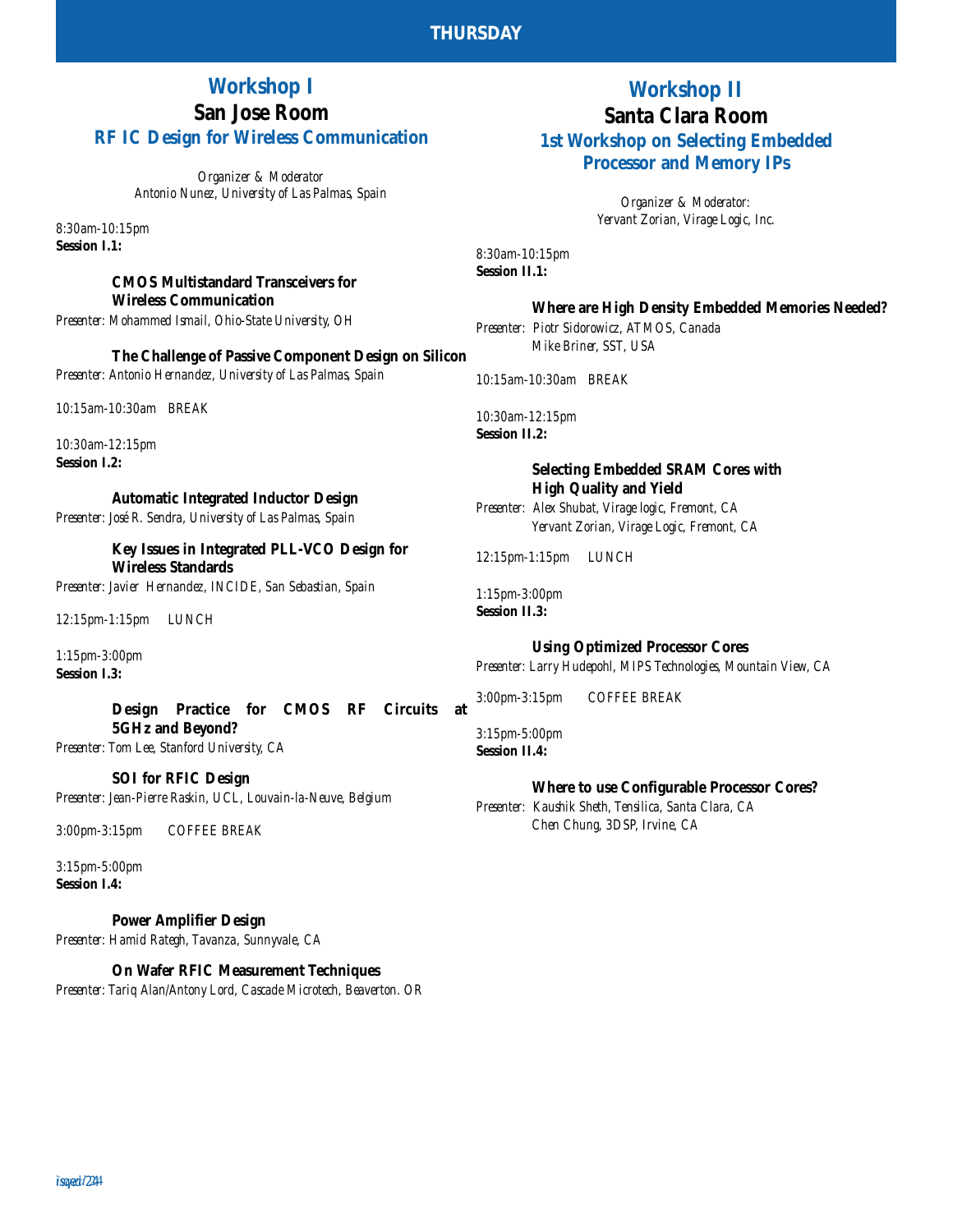# THURSDAY

## Workshop I

### San Jose Room

### RF IC Design for Wireless Communication

*Organizer & Moderator*
*Antonio Nunez, University of Las Palmas, Spain*

*8:30am-10:15pm*
**Session I.1:**

**CMOS Multistandard Transceivers for Wireless Communication**
*Presenter: Mohammed Ismail, Ohio-State University, OH*

**The Challenge of Passive Component Design on Silicon**
*Presenter: Antonio Hernandez, University of Las Palmas, Spain*

*10:15am-10:30am BREAK*

*10:30am-12:15pm*
**Session I.2:**

**Automatic Integrated Inductor Design**
*Presenter: José R. Sendra, University of Las Palmas, Spain*

**Key Issues in Integrated PLL-VCO Design for Wireless Standards**
*Presenter: Javier Hernandez, INCIDE, San Sebastian, Spain*

*12:15pm-1:15pm LUNCH*

*1:15pm-3:00pm*
**Session I.3:**

**Design Practice for CMOS RF Circuits at 5GHz and Beyond?**
*Presenter: Tom Lee, Stanford University, CA*

**SOI for RFIC Design**
*Presenter: Jean-Pierre Raskin, UCL, Louvain-la-Neuve, Belgium*

*3:00pm-3:15pm COFFEE BREAK*

*3:15pm-5:00pm*
**Session I.4:**

**Power Amplifier Design**
*Presenter: Hamid Rategh, Tavanza, Sunnyvale, CA*

**On Wafer RFIC Measurement Techniques**
*Presenter: Tariq Alan/Antony Lord, Cascade Microtech, Beaverton. OR*

## Workshop II

### Santa Clara Room

### 1st Workshop on Selecting Embedded Processor and Memory IPs

*Organizer & Moderator:*
*Yervant Zorian, Virage Logic, Inc.*

*8:30am-10:15pm*
**Session II.1:**

**Where are High Density Embedded Memories Needed?**
*Presenter: Piotr Sidorowicz, ATMOS, Canada*
*Mike Briner, SST, USA*

*10:15am-10:30am BREAK*

*10:30am-12:15pm*
**Session II.2:**

**Selecting Embedded SRAM Cores with High Quality and Yield**
*Presenter: Alex Shubat, Virage logic, Fremont, CA*
*Yervant Zorian, Virage Logic, Fremont, CA*

*12:15pm-1:15pm LUNCH*

*1:15pm-3:00pm*
**Session II.3:**

**Using Optimized Processor Cores**
*Presenter: Larry Hudepohl, MIPS Technologies, Mountain View, CA*

*3:00pm-3:15pm COFFEE BREAK*

*3:15pm-5:00pm*
**Session II.4:**

**Where to use Configurable Processor Cores?**
*Presenter: Kaushik Sheth, Tensilica, Santa Clara, CA*
*Chen Chung, 3DSP, Irvine, CA*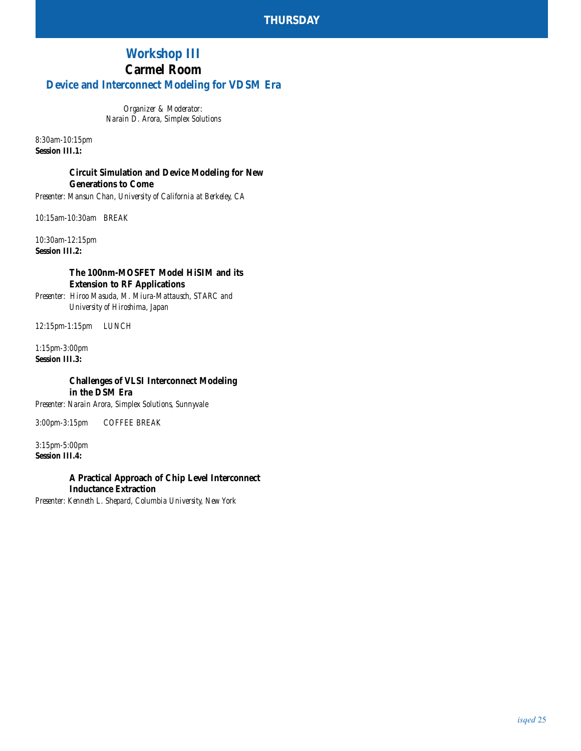# THURSDAY

## Workshop III

## Carmel Room

### Device and Interconnect Modeling for VDSM Era

*Organizer & Moderator:*
*Narain D. Arora, Simplex Solutions*

*8:30am-10:15pm*
**Session III.1:**

**Circuit Simulation and Device Modeling for New Generations to Come**

*Presenter: Mansun Chan, University of California at Berkeley, CA*

*10:15am-10:30am BREAK*

*10:30am-12:15pm*
**Session III.2:**

**The 100nm-MOSFET Model HiSIM and its Extension to RF Applications**

*Presenter: Hiroo Masuda, M. Miura-Mattausch, STARC and University of Hiroshima, Japan*

*12:15pm-1:15pm LUNCH*

*1:15pm-3:00pm*
**Session III.3:**

**Challenges of VLSI Interconnect Modeling in the DSM Era**

*Presenter: Narain Arora, Simplex Solutions, Sunnyvale*

*3:00pm-3:15pm COFFEE BREAK*

*3:15pm-5:00pm*
**Session III.4:**

**A Practical Approach of Chip Level Interconnect Inductance Extraction**

*Presenter: Kenneth L. Shepard, Columbia University, New York*